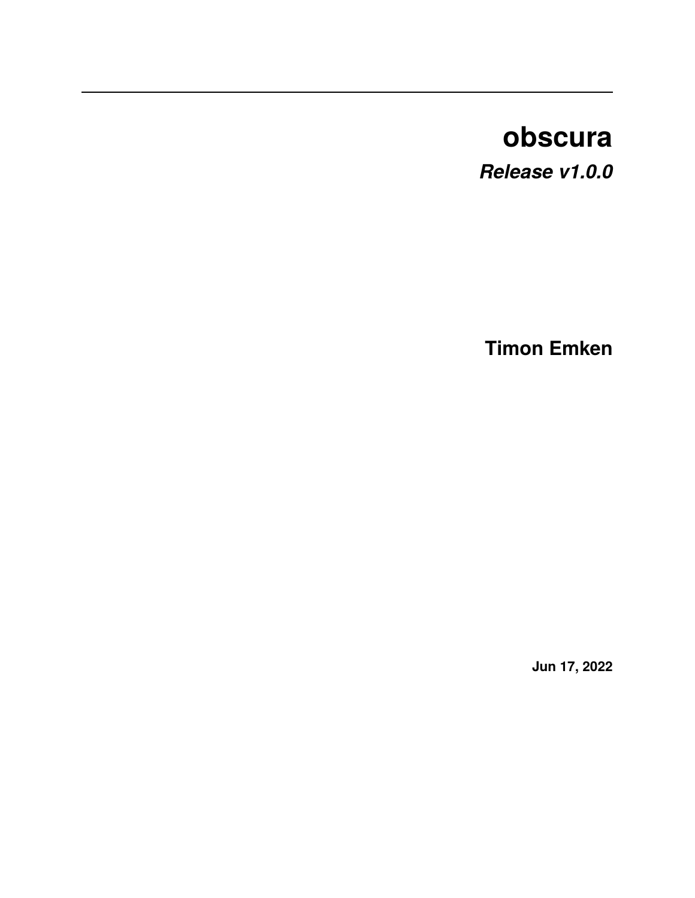# obscura

***Release v1.0.0***

**Timon Emken**

**Jun 17, 2022**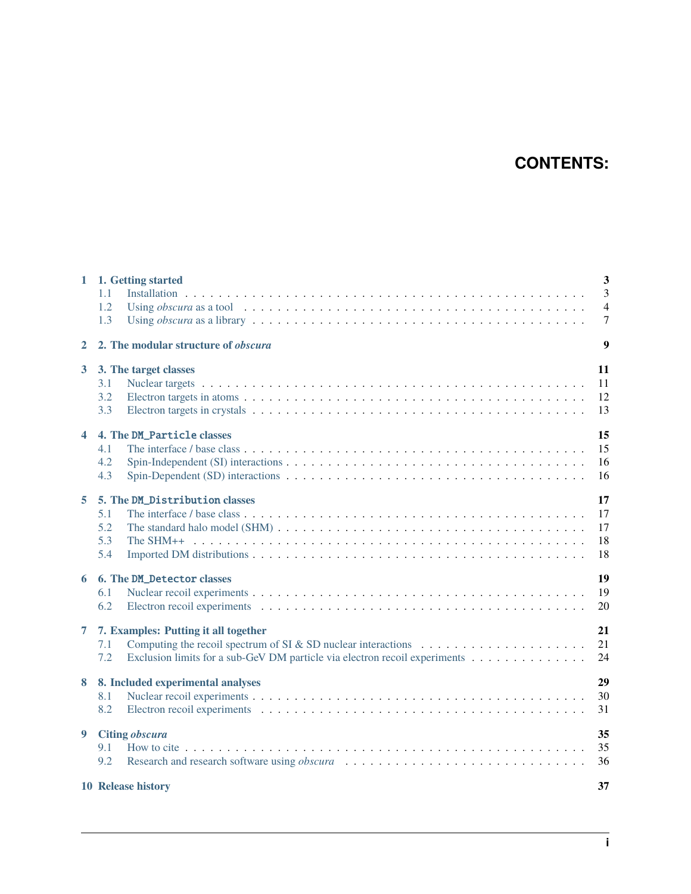# CONTENTS:

**1 1. Getting started** **3**
- 1.1 Installation . . . 3
- 1.2 Using *obscura* as a tool . . . 4
- 1.3 Using *obscura* as a library . . . 7

**2 2. The modular structure of *obscura*** **9**

**3 3. The target classes** **11**
- 3.1 Nuclear targets . . . 11
- 3.2 Electron targets in atoms . . . 12
- 3.3 Electron targets in crystals . . . 13

**4 4. The `DM_Particle` classes** **15**
- 4.1 The interface / base class . . . 15
- 4.2 Spin-Independent (SI) interactions . . . 16
- 4.3 Spin-Dependent (SD) interactions . . . 16

**5 5. The `DM_Distribution` classes** **17**
- 5.1 The interface / base class . . . 17
- 5.2 The standard halo model (SHM) . . . 17
- 5.3 The SHM++ . . . 18
- 5.4 Imported DM distributions . . . 18

**6 6. The `DM_Detector` classes** **19**
- 6.1 Nuclear recoil experiments . . . 19
- 6.2 Electron recoil experiments . . . 20

**7 7. Examples: Putting it all together** **21**
- 7.1 Computing the recoil spectrum of SI & SD nuclear interactions . . . 21
- 7.2 Exclusion limits for a sub-GeV DM particle via electron recoil experiments . . . 24

**8 8. Included experimental analyses** **29**
- 8.1 Nuclear recoil experiments . . . 30
- 8.2 Electron recoil experiments . . . 31

**9 Citing *obscura*** **35**
- 9.1 How to cite . . . 35
- 9.2 Research and research software using *obscura* . . . 36

**10 Release history** **37**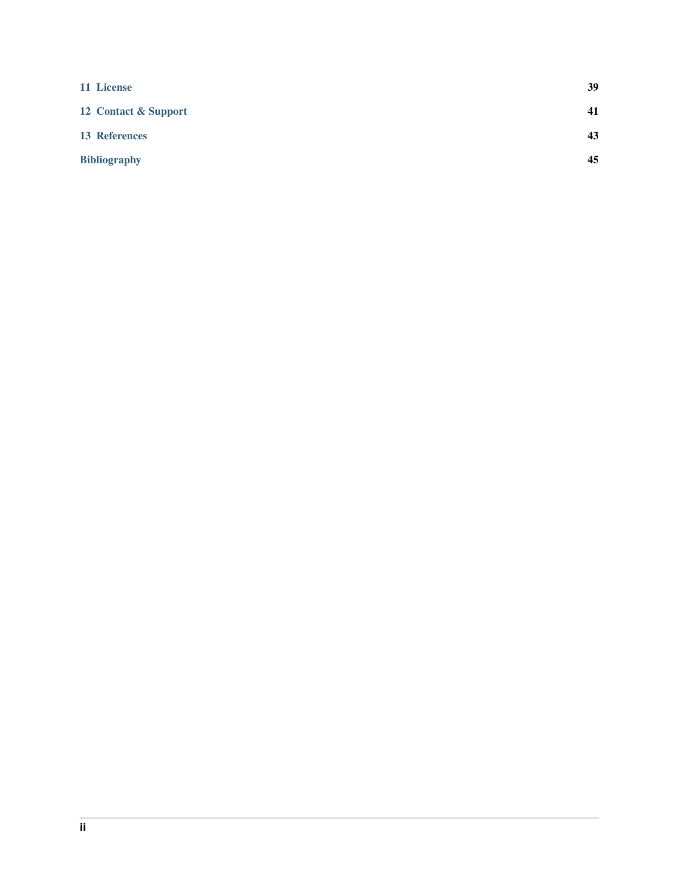**11 License** 39

**12 Contact & Support** 41

**13 References** 43

**Bibliography** 45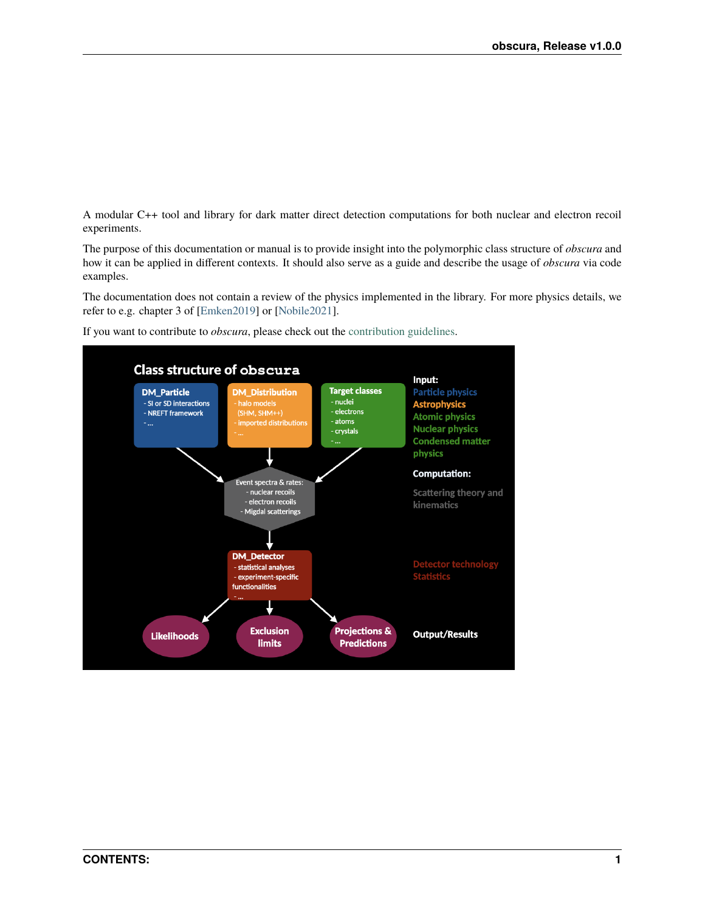A modular C++ tool and library for dark matter direct detection computations for both nuclear and electron recoil experiments.

The purpose of this documentation or manual is to provide insight into the polymorphic class structure of *obscura* and how it can be applied in different contexts. It should also serve as a guide and describe the usage of *obscura* via code examples.

The documentation does not contain a review of the physics implemented in the library. For more physics details, we refer to e.g. chapter 3 of [Emken2019] or [Nobile2021].

If you want to contribute to *obscura*, please check out the contribution guidelines.

Class structure of obscura

DM_Particle
- SI or SD interactions
- NREFT framework
- ...

DM_Distribution
- halo models
(SHM, SHM++)
- imported distributions
- ...

Target classes
- nuclei
- electrons
- atoms
- crystals
- ...

Input:
Particle physics
Astrophysics
Atomic physics
Nuclear physics
Condensed matter physics

Event spectra & rates:
- nuclear recoils
- electron recoils
- Migdal scatterings

Computation:
Scattering theory and kinematics

DM_Detector
- statistical analyses
- experiment-specific functionalities
- ...

Detector technology
Statistics

Likelihoods

Exclusion limits

Projections & Predictions

Output/Results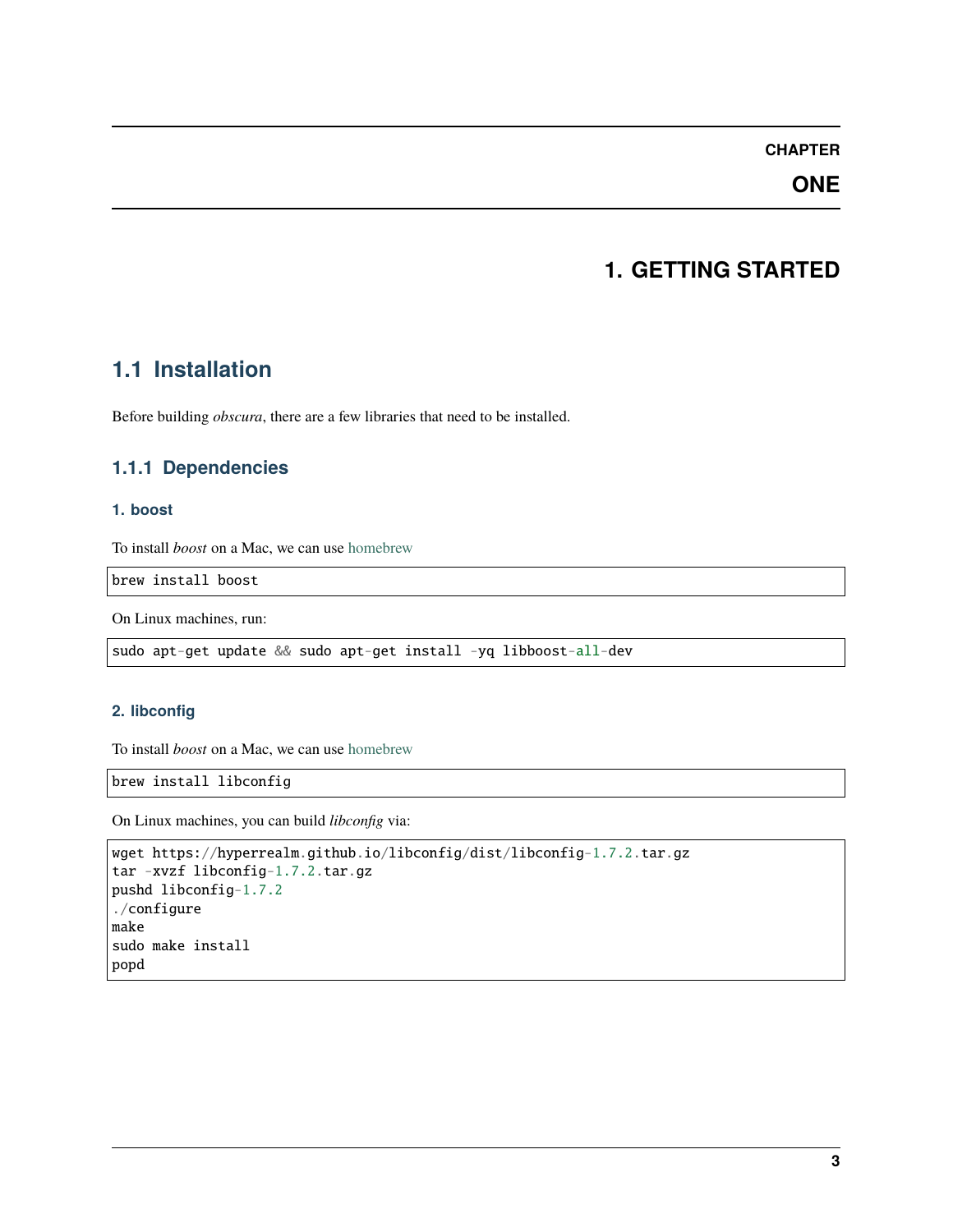# CHAPTER ONE

# 1. GETTING STARTED

## 1.1 Installation

Before building *obscura*, there are a few libraries that need to be installed.

### 1.1.1 Dependencies

#### 1. boost

To install *boost* on a Mac, we can use homebrew

```
brew install boost
```

On Linux machines, run:

```
sudo apt-get update && sudo apt-get install -yq libboost-all-dev
```

#### 2. libconfig

To install *boost* on a Mac, we can use homebrew

```
brew install libconfig
```

On Linux machines, you can build *libconfig* via:

```
wget https://hyperrealm.github.io/libconfig/dist/libconfig-1.7.2.tar.gz
tar -xvzf libconfig-1.7.2.tar.gz
pushd libconfig-1.7.2
./configure
make
sudo make install
popd
```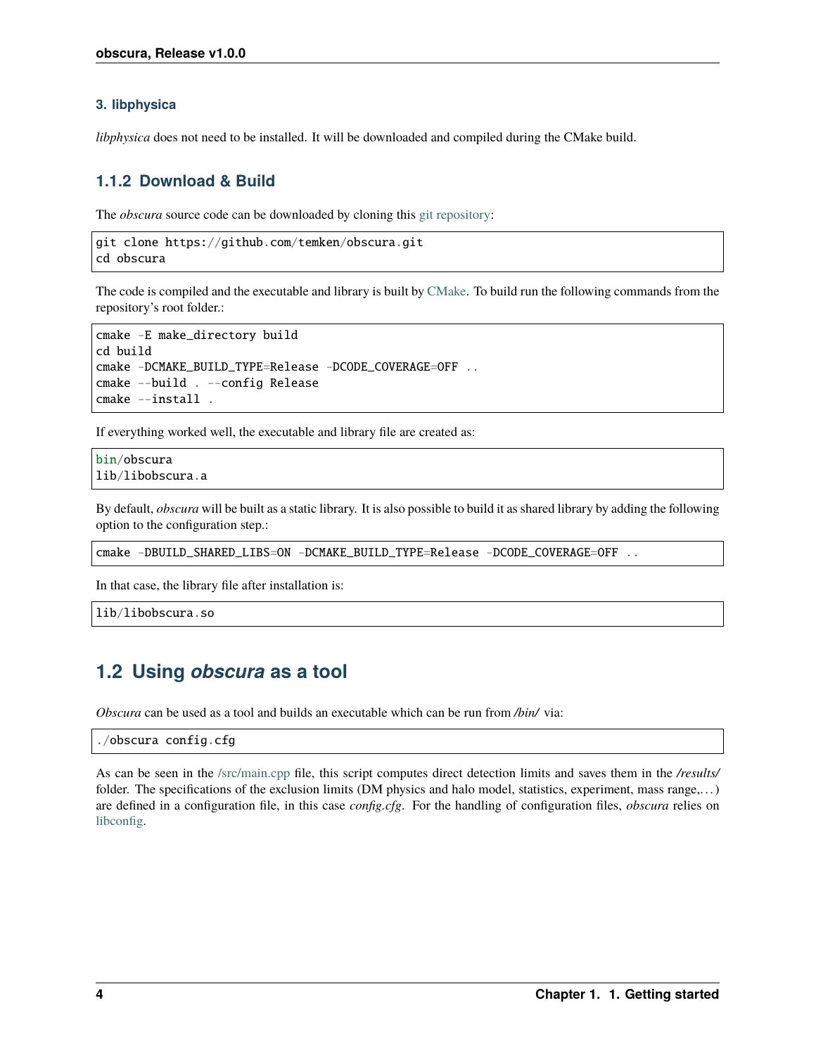#### 3. libphysica

*libphysica* does not need to be installed. It will be downloaded and compiled during the CMake build.

### 1.1.2 Download & Build

The *obscura* source code can be downloaded by cloning this git repository:

```
git clone https://github.com/temken/obscura.git
cd obscura
```

The code is compiled and the executable and library is built by CMake. To build run the following commands from the repository's root folder.:

```
cmake -E make_directory build
cd build
cmake -DCMAKE_BUILD_TYPE=Release -DCODE_COVERAGE=OFF ..
cmake --build . --config Release
cmake --install .
```

If everything worked well, the executable and library file are created as:

```
bin/obscura
lib/libobscura.a
```

By default, *obscura* will be built as a static library. It is also possible to build it as shared library by adding the following option to the configuration step.:

```
cmake -DBUILD_SHARED_LIBS=ON -DCMAKE_BUILD_TYPE=Release -DCODE_COVERAGE=OFF ..
```

In that case, the library file after installation is:

```
lib/libobscura.so
```

## 1.2 Using *obscura* as a tool

*Obscura* can be used as a tool and builds an executable which can be run from */bin/* via:

```
./obscura config.cfg
```

As can be seen in the /src/main.cpp file, this script computes direct detection limits and saves them in the */results/* folder. The specifications of the exclusion limits (DM physics and halo model, statistics, experiment, mass range,…) are defined in a configuration file, in this case *config.cfg*. For the handling of configuration files, *obscura* relies on libconfig.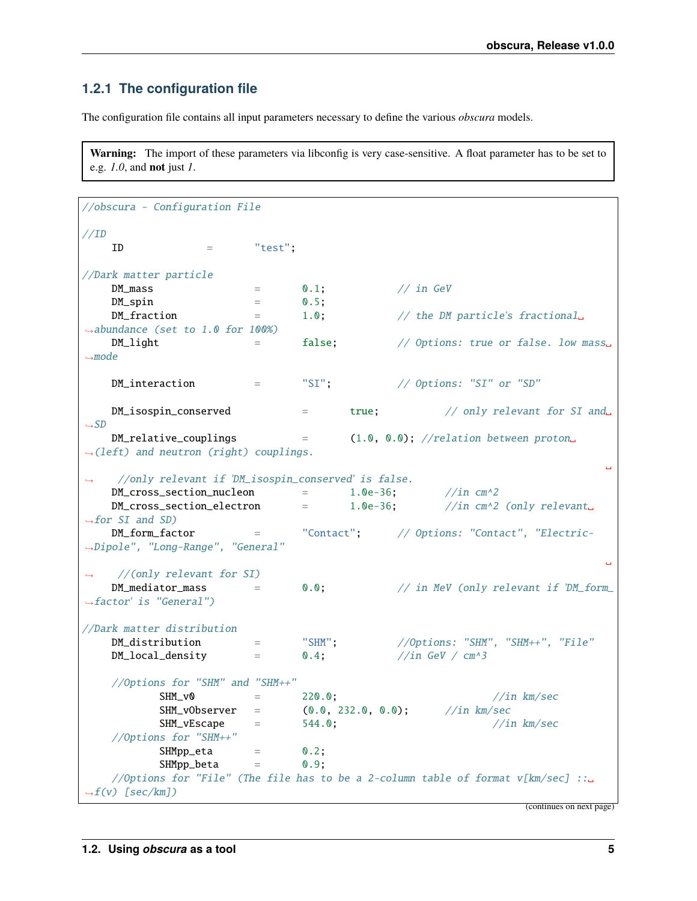### 1.2.1 The configuration file

The configuration file contains all input parameters necessary to define the various *obscura* models.

**Warning:** The import of these parameters via libconfig is very case-sensitive. A float parameter has to be set to e.g. *1.0*, and **not** just *1*.

```
//obscura - Configuration File

//ID
	ID		=	"test";

//Dark matter particle
	DM_mass		  	=	0.1;		// in GeV
	DM_spin		  	=	0.5;
	DM_fraction		=	1.0;		// the DM particle's fractional abundance (set to 1.0 for 100%)
	DM_light		=	false;		// Options: true or false. low mass mode

	DM_interaction		=	"SI";		// Options: "SI" or "SD"

	DM_isospin_conserved		=	true; 		// only relevant for SI and SD
	DM_relative_couplings		=	(1.0, 0.0); //relation between proton (left) and neutron (right) couplings.
	                                                                        //only relevant if 'DM_isospin_conserved' is false.
	DM_cross_section_nucleon	=	1.0e-36;	//in cm^2
	DM_cross_section_electron	=	1.0e-36;	//in cm^2 (only relevant for SI and SD)
	DM_form_factor		=	"Contact";	// Options: "Contact", "Electric-Dipole", "Long-Range", "General"
	                                                                        //(only relevant for SI)
	DM_mediator_mass	=	0.0;		// in MeV (only relevant if 'DM_form_factor' is "General")

//Dark matter distribution
	DM_distribution		=	"SHM";		//Options: "SHM", "SHM++", "File"
	DM_local_density	=	0.4;		//in GeV / cm^3

	//Options for "SHM" and "SHM++"
		SHM_v0		=	220.0;				//in km/sec
		SHM_vObserver	=	(0.0, 232.0, 0.0);	//in km/sec
		SHM_vEscape	=	544.0;				//in km/sec
	//Options for "SHM++"
		SHMpp_eta	=	0.2;
		SHMpp_beta	=	0.9;
	//Options for "File" (The file has to be a 2-column table of format v[km/sec] :: f(v) [sec/km])
```

(continues on next page)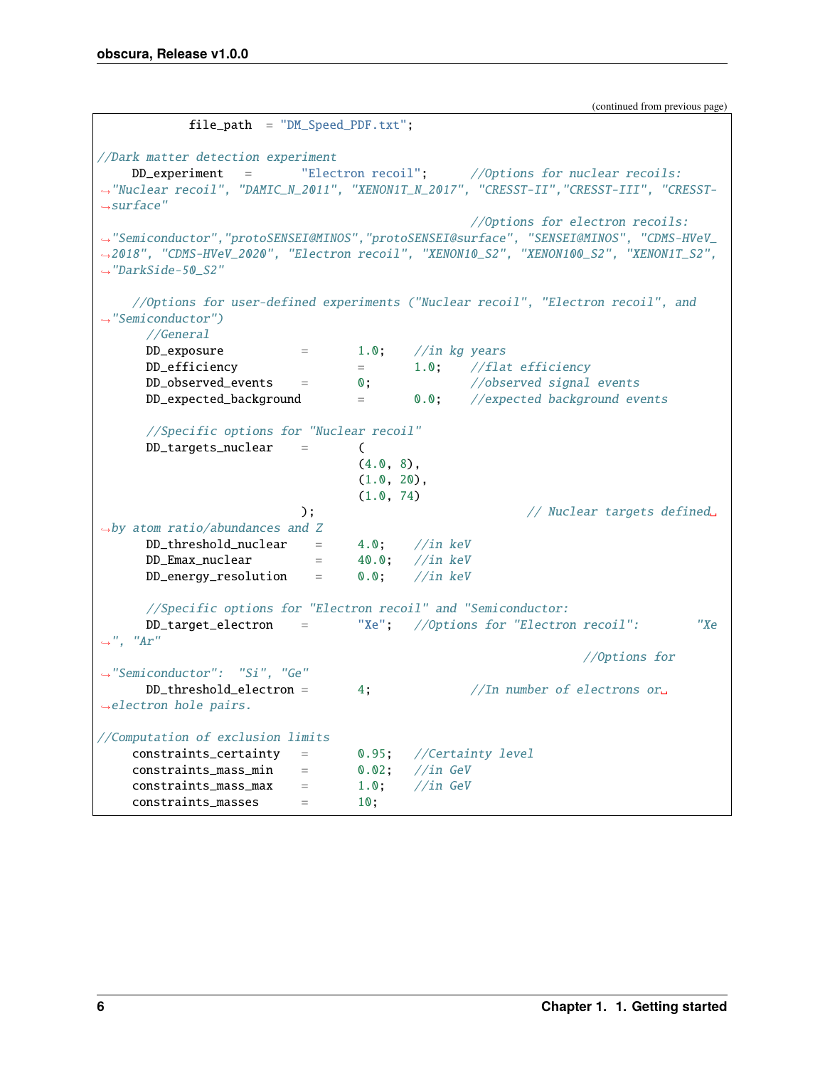(continued from previous page)

```
            file_path  = "DM_Speed_PDF.txt";

//Dark matter detection experiment
     DD_experiment   =       "Electron recoil";      //Options for nuclear recoils: "Nuclear recoil", "DAMIC_N_2011", "XENON1T_N_2017", "CRESST-II","CRESST-III", "CRESST-surface"
                                                     //Options for electron recoils: "Semiconductor","protoSENSEI@MINOS","protoSENSEI@surface", "SENSEI@MINOS", "CDMS-HVeV_2018", "CDMS-HVeV_2020", "Electron recoil", "XENON10_S2", "XENON100_S2", "XENON1T_S2", "DarkSide-50_S2"

     //Options for user-defined experiments ("Nuclear recoil", "Electron recoil", and "Semiconductor")
       //General
       DD_exposure           =       1.0;    //in kg years
       DD_efficiency                 =       1.0;    //flat efficiency
       DD_observed_events    =       0;              //observed signal events
       DD_expected_background        =       0.0;    //expected background events

       //Specific options for "Nuclear recoil"
       DD_targets_nuclear    =       (
                                     (4.0, 8),
                                     (1.0, 20),
                                     (1.0, 74)
                             );                              // Nuclear targets defined by atom ratio/abundances and Z
       DD_threshold_nuclear    =     4.0;    //in keV
       DD_Emax_nuclear         =     40.0;   //in keV
       DD_energy_resolution    =     0.0;    //in keV

       //Specific options for "Electron recoil" and "Semiconductor:
       DD_target_electron    =       "Xe";   //Options for "Electron recoil":        "Xe", "Ar"
                                                                     //Options for "Semiconductor":  "Si", "Ge"
       DD_threshold_electron =       4;              //In number of electrons or electron hole pairs.

//Computation of exclusion limits
     constraints_certainty   =       0.95;   //Certainty level
     constraints_mass_min    =       0.02;   //in GeV
     constraints_mass_max    =       1.0;    //in GeV
     constraints_masses      =       10;
```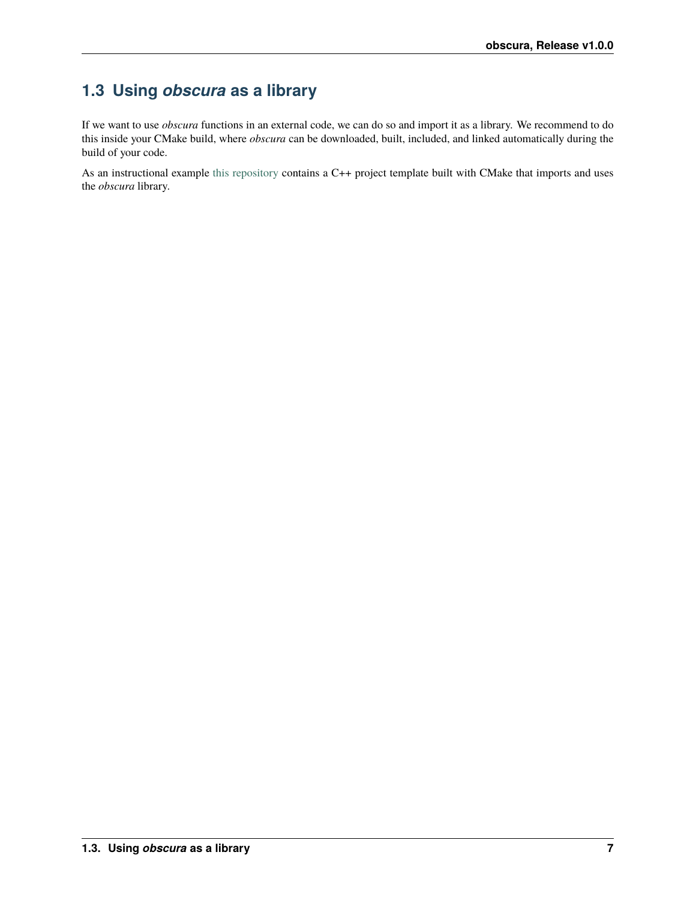## 1.3 Using *obscura* as a library

If we want to use *obscura* functions in an external code, we can do so and import it as a library. We recommend to do this inside your CMake build, where *obscura* can be downloaded, built, included, and linked automatically during the build of your code.

As an instructional example this repository contains a C++ project template built with CMake that imports and uses the *obscura* library.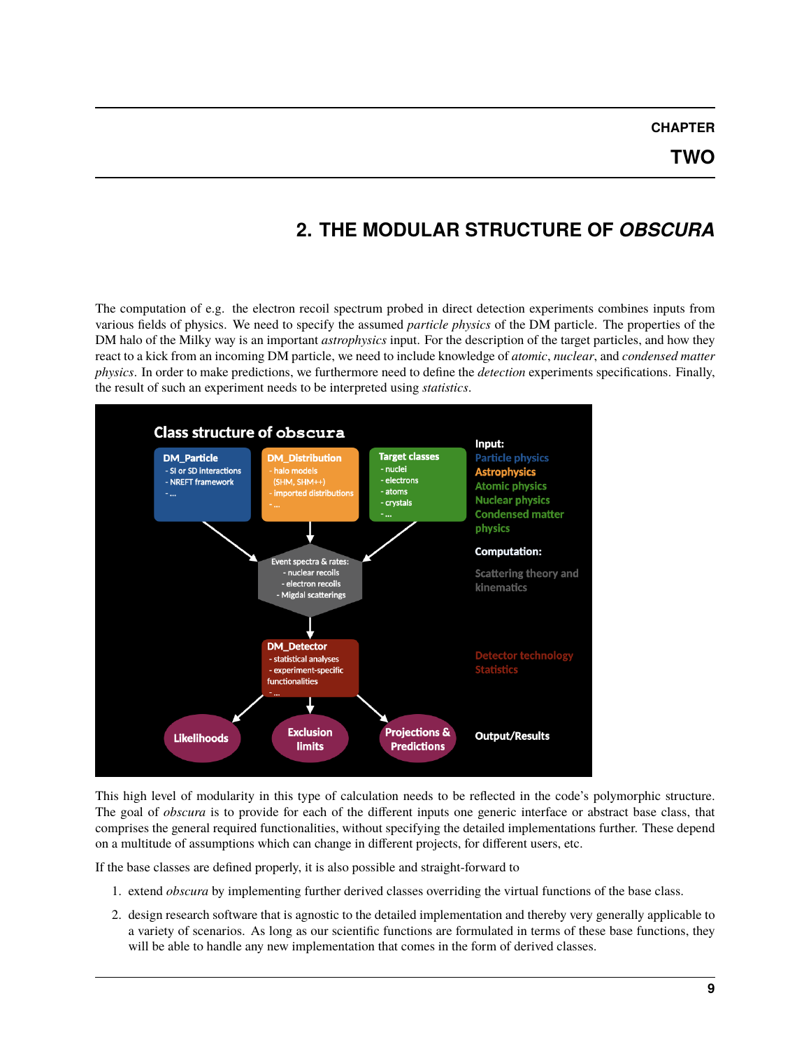# CHAPTER TWO

# 2. THE MODULAR STRUCTURE OF *OBSCURA*

The computation of e.g. the electron recoil spectrum probed in direct detection experiments combines inputs from various fields of physics. We need to specify the assumed *particle physics* of the DM particle. The properties of the DM halo of the Milky way is an important *astrophysics* input. For the description of the target particles, and how they react to a kick from an incoming DM particle, we need to include knowledge of *atomic*, *nuclear*, and *condensed matter physics*. In order to make predictions, we furthermore need to define the *detection* experiments specifications. Finally, the result of such an experiment needs to be interpreted using *statistics*.

Class structure of obscura

DM_Particle
- SI or SD interactions
- NREFT framework
- ...

DM_Distribution
- halo models (SHM, SHM++)
- imported distributions
- ...

Target classes
- nuclei
- electrons
- atoms
- crystals
- ...

Event spectra & rates:
- nuclear recoils
- electron recoils
- Migdal scatterings

DM_Detector
- statistical analyses
- experiment-specific functionalities
- ...

Likelihoods

Exclusion limits

Projections & Predictions

Input:
Particle physics
Astrophysics
Atomic physics
Nuclear physics
Condensed matter physics

Computation:
Scattering theory and kinematics

Detector technology
Statistics

Output/Results

This high level of modularity in this type of calculation needs to be reflected in the code's polymorphic structure. The goal of *obscura* is to provide for each of the different inputs one generic interface or abstract base class, that comprises the general required functionalities, without specifying the detailed implementations further. These depend on a multitude of assumptions which can change in different projects, for different users, etc.

If the base classes are defined properly, it is also possible and straight-forward to

1. extend *obscura* by implementing further derived classes overriding the virtual functions of the base class.
2. design research software that is agnostic to the detailed implementation and thereby very generally applicable to a variety of scenarios. As long as our scientific functions are formulated in terms of these base functions, they will be able to handle any new implementation that comes in the form of derived classes.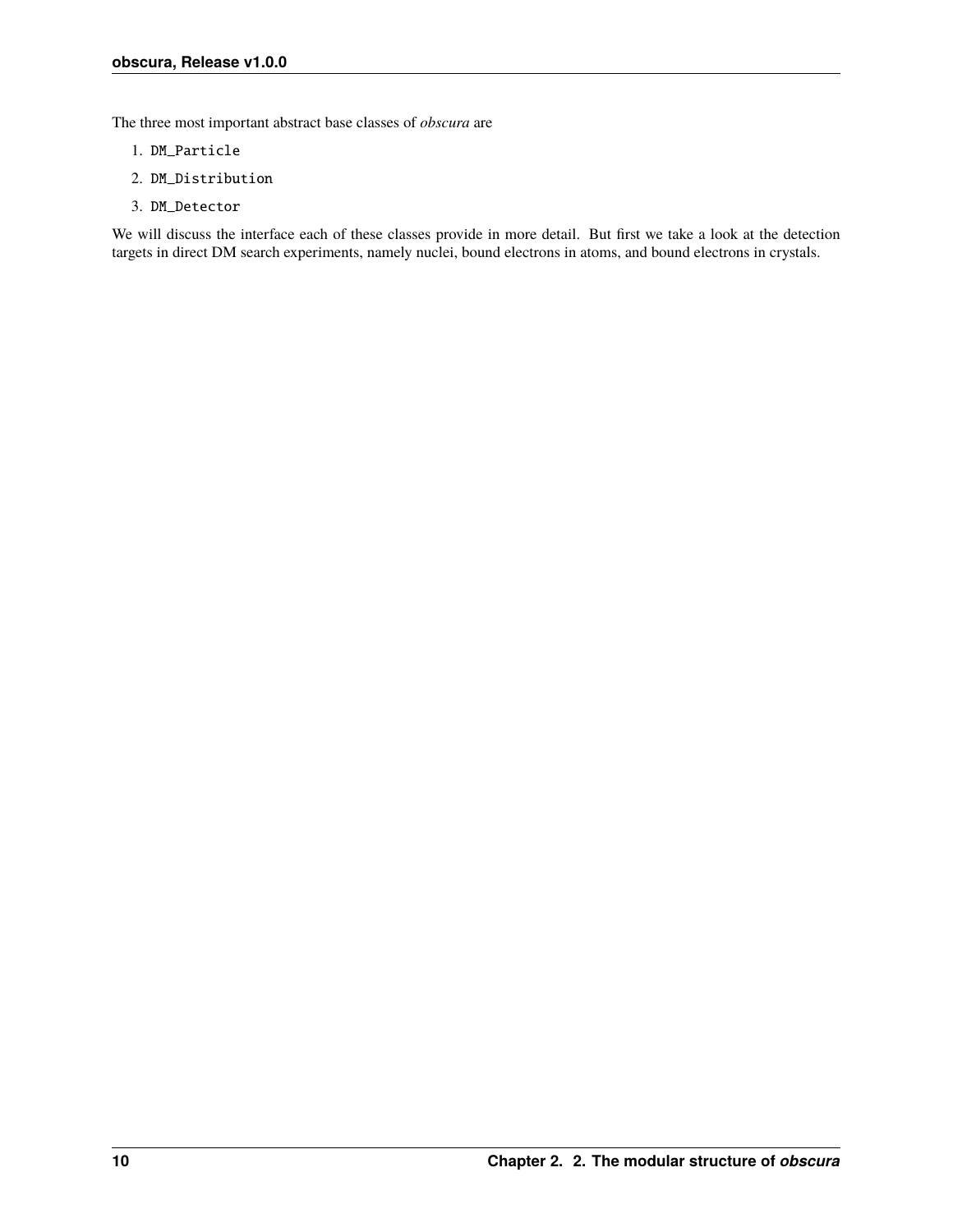The three most important abstract base classes of *obscura* are

1. `DM_Particle`
2. `DM_Distribution`
3. `DM_Detector`

We will discuss the interface each of these classes provide in more detail. But first we take a look at the detection targets in direct DM search experiments, namely nuclei, bound electrons in atoms, and bound electrons in crystals.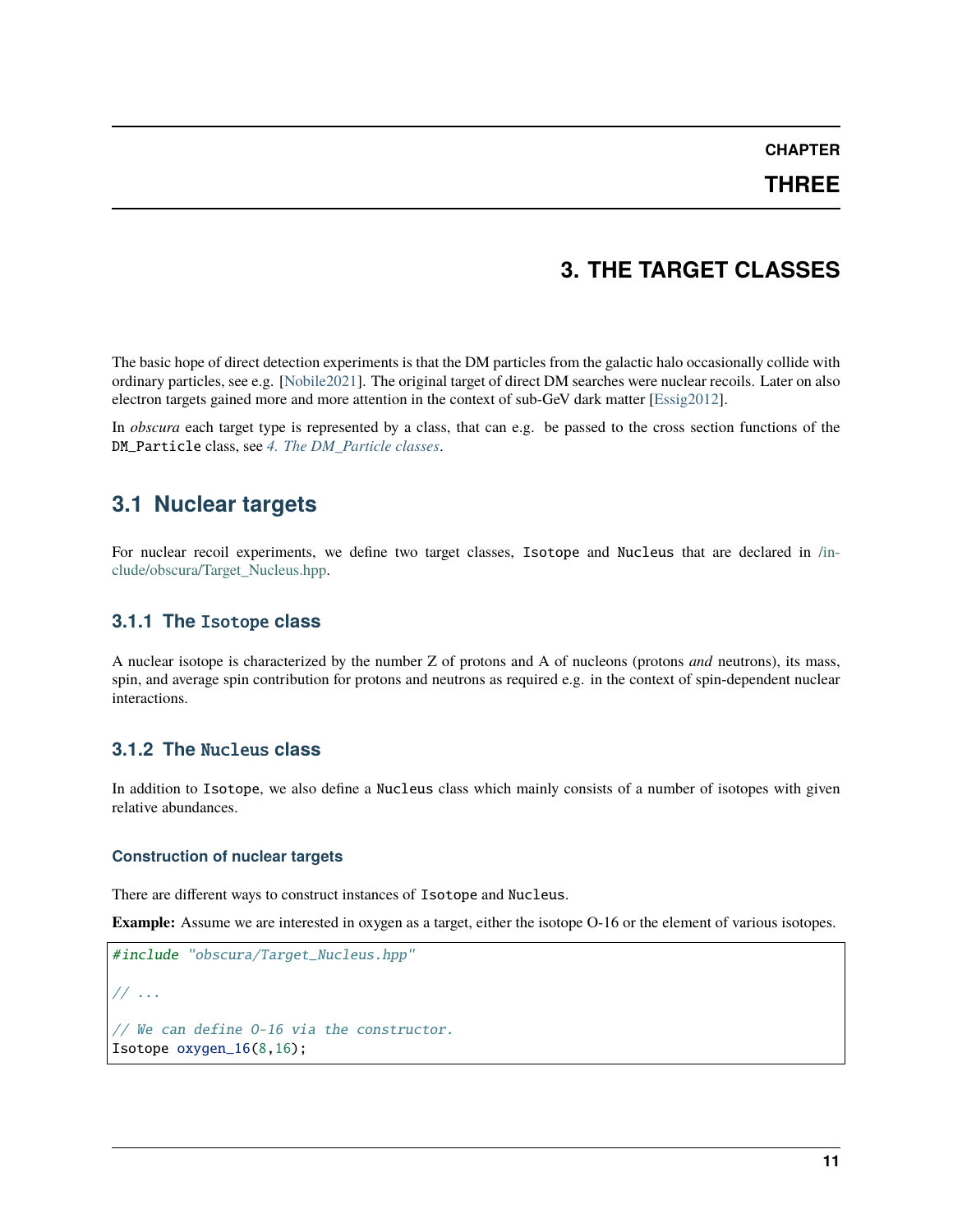# CHAPTER THREE

# 3. THE TARGET CLASSES

The basic hope of direct detection experiments is that the DM particles from the galactic halo occasionally collide with ordinary particles, see e.g. [Nobile2021]. The original target of direct DM searches were nuclear recoils. Later on also electron targets gained more and more attention in the context of sub-GeV dark matter [Essig2012].

In *obscura* each target type is represented by a class, that can e.g. be passed to the cross section functions of the DM_Particle class, see *4. The DM_Particle classes*.

## 3.1 Nuclear targets

For nuclear recoil experiments, we define two target classes, Isotope and Nucleus that are declared in /include/obscura/Target_Nucleus.hpp.

### 3.1.1 The Isotope class

A nuclear isotope is characterized by the number Z of protons and A of nucleons (protons *and* neutrons), its mass, spin, and average spin contribution for protons and neutrons as required e.g. in the context of spin-dependent nuclear interactions.

### 3.1.2 The Nucleus class

In addition to Isotope, we also define a Nucleus class which mainly consists of a number of isotopes with given relative abundances.

#### Construction of nuclear targets

There are different ways to construct instances of Isotope and Nucleus.

**Example:** Assume we are interested in oxygen as a target, either the isotope O-16 or the element of various isotopes.

```
#include "obscura/Target_Nucleus.hpp"

// ...

// We can define O-16 via the constructor.
Isotope oxygen_16(8,16);
```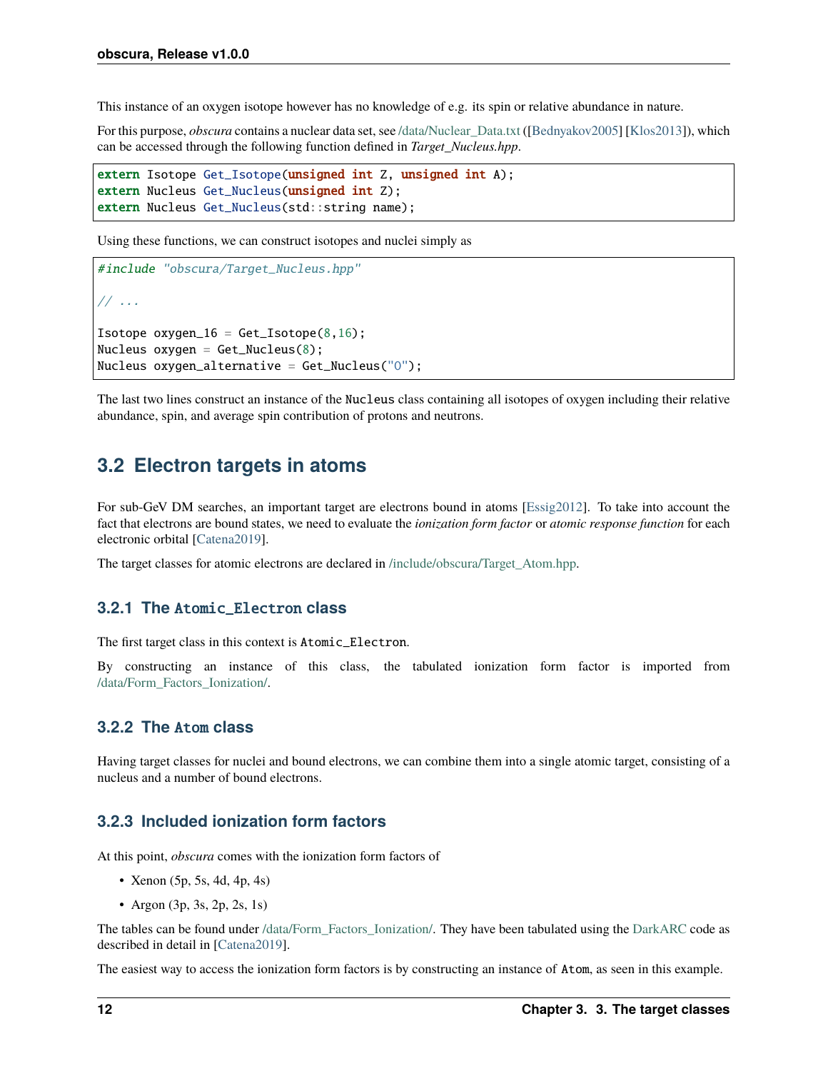This instance of an oxygen isotope however has no knowledge of e.g. its spin or relative abundance in nature.

For this purpose, *obscura* contains a nuclear data set, see /data/Nuclear_Data.txt ([Bednyakov2005] [Klos2013]), which can be accessed through the following function defined in *Target_Nucleus.hpp*.

```
extern Isotope Get_Isotope(unsigned int Z, unsigned int A);
extern Nucleus Get_Nucleus(unsigned int Z);
extern Nucleus Get_Nucleus(std::string name);
```

Using these functions, we can construct isotopes and nuclei simply as

```
#include "obscura/Target_Nucleus.hpp"

// ...

Isotope oxygen_16 = Get_Isotope(8,16);
Nucleus oxygen = Get_Nucleus(8);
Nucleus oxygen_alternative = Get_Nucleus("O");
```

The last two lines construct an instance of the `Nucleus` class containing all isotopes of oxygen including their relative abundance, spin, and average spin contribution of protons and neutrons.

## 3.2 Electron targets in atoms

For sub-GeV DM searches, an important target are electrons bound in atoms [Essig2012]. To take into account the fact that electrons are bound states, we need to evaluate the *ionization form factor* or *atomic response function* for each electronic orbital [Catena2019].

The target classes for atomic electrons are declared in /include/obscura/Target_Atom.hpp.

### 3.2.1 The `Atomic_Electron` class

The first target class in this context is `Atomic_Electron`.

By constructing an instance of this class, the tabulated ionization form factor is imported from /data/Form_Factors_Ionization/.

### 3.2.2 The `Atom` class

Having target classes for nuclei and bound electrons, we can combine them into a single atomic target, consisting of a nucleus and a number of bound electrons.

### 3.2.3 Included ionization form factors

At this point, *obscura* comes with the ionization form factors of

- Xenon (5p, 5s, 4d, 4p, 4s)
- Argon (3p, 3s, 2p, 2s, 1s)

The tables can be found under /data/Form_Factors_Ionization/. They have been tabulated using the DarkARC code as described in detail in [Catena2019].

The easiest way to access the ionization form factors is by constructing an instance of `Atom`, as seen in this example.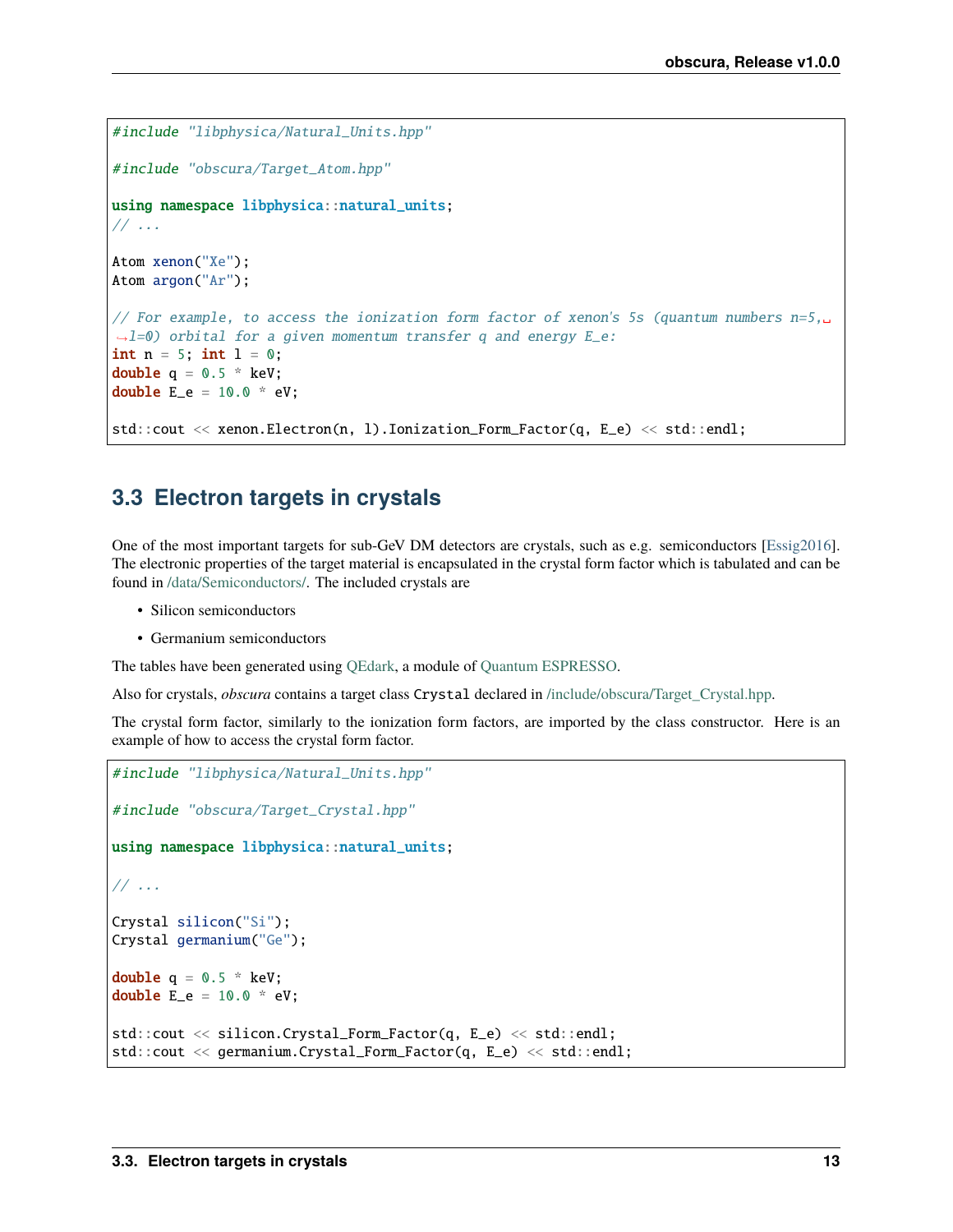```
#include "libphysica/Natural_Units.hpp"

#include "obscura/Target_Atom.hpp"

using namespace libphysica::natural_units;
// ...

Atom xenon("Xe");
Atom argon("Ar");

// For example, to access the ionization form factor of xenon's 5s (quantum numbers n=5, l=0) orbital for a given momentum transfer q and energy E_e:
int n = 5; int l = 0;
double q = 0.5 * keV;
double E_e = 10.0 * eV;

std::cout << xenon.Electron(n, l).Ionization_Form_Factor(q, E_e) << std::endl;
```

## 3.3 Electron targets in crystals

One of the most important targets for sub-GeV DM detectors are crystals, such as e.g. semiconductors [Essig2016]. The electronic properties of the target material is encapsulated in the crystal form factor which is tabulated and can be found in /data/Semiconductors/. The included crystals are

- Silicon semiconductors
- Germanium semiconductors

The tables have been generated using QEdark, a module of Quantum ESPRESSO.

Also for crystals, *obscura* contains a target class `Crystal` declared in /include/obscura/Target_Crystal.hpp.

The crystal form factor, similarly to the ionization form factors, are imported by the class constructor. Here is an example of how to access the crystal form factor.

```
#include "libphysica/Natural_Units.hpp"

#include "obscura/Target_Crystal.hpp"

using namespace libphysica::natural_units;

// ...

Crystal silicon("Si");
Crystal germanium("Ge");

double q = 0.5 * keV;
double E_e = 10.0 * eV;

std::cout << silicon.Crystal_Form_Factor(q, E_e) << std::endl;
std::cout << germanium.Crystal_Form_Factor(q, E_e) << std::endl;
```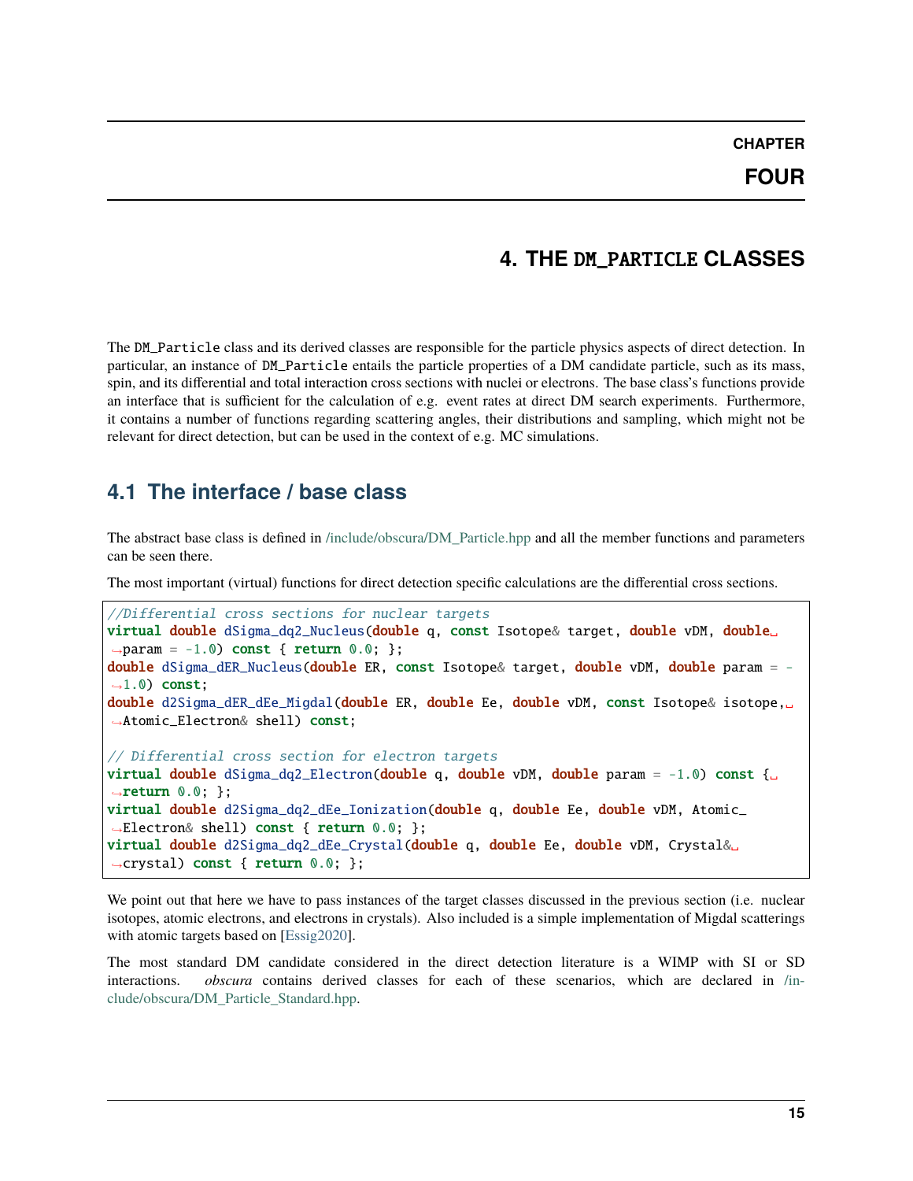# CHAPTER FOUR

# 4. THE DM_PARTICLE CLASSES

The DM_Particle class and its derived classes are responsible for the particle physics aspects of direct detection. In particular, an instance of DM_Particle entails the particle properties of a DM candidate particle, such as its mass, spin, and its differential and total interaction cross sections with nuclei or electrons. The base class's functions provide an interface that is sufficient for the calculation of e.g. event rates at direct DM search experiments. Furthermore, it contains a number of functions regarding scattering angles, their distributions and sampling, which might not be relevant for direct detection, but can be used in the context of e.g. MC simulations.

## 4.1 The interface / base class

The abstract base class is defined in /include/obscura/DM_Particle.hpp and all the member functions and parameters can be seen there.

The most important (virtual) functions for direct detection specific calculations are the differential cross sections.

```
//Differential cross sections for nuclear targets
virtual double dSigma_dq2_Nucleus(double q, const Isotope& target, double vDM, double param = -1.0) const { return 0.0; };
double dSigma_dER_Nucleus(double ER, const Isotope& target, double vDM, double param = -1.0) const;
double d2Sigma_dER_dEe_Migdal(double ER, double Ee, double vDM, const Isotope& isotope, Atomic_Electron& shell) const;

// Differential cross section for electron targets
virtual double dSigma_dq2_Electron(double q, double vDM, double param = -1.0) const { return 0.0; };
virtual double d2Sigma_dq2_dEe_Ionization(double q, double Ee, double vDM, Atomic_Electron& shell) const { return 0.0; };
virtual double d2Sigma_dq2_dEe_Crystal(double q, double Ee, double vDM, Crystal& crystal) const { return 0.0; };
```

We point out that here we have to pass instances of the target classes discussed in the previous section (i.e. nuclear isotopes, atomic electrons, and electrons in crystals). Also included is a simple implementation of Migdal scatterings with atomic targets based on [Essig2020].

The most standard DM candidate considered in the direct detection literature is a WIMP with SI or SD interactions. *obscura* contains derived classes for each of these scenarios, which are declared in /include/obscura/DM_Particle_Standard.hpp.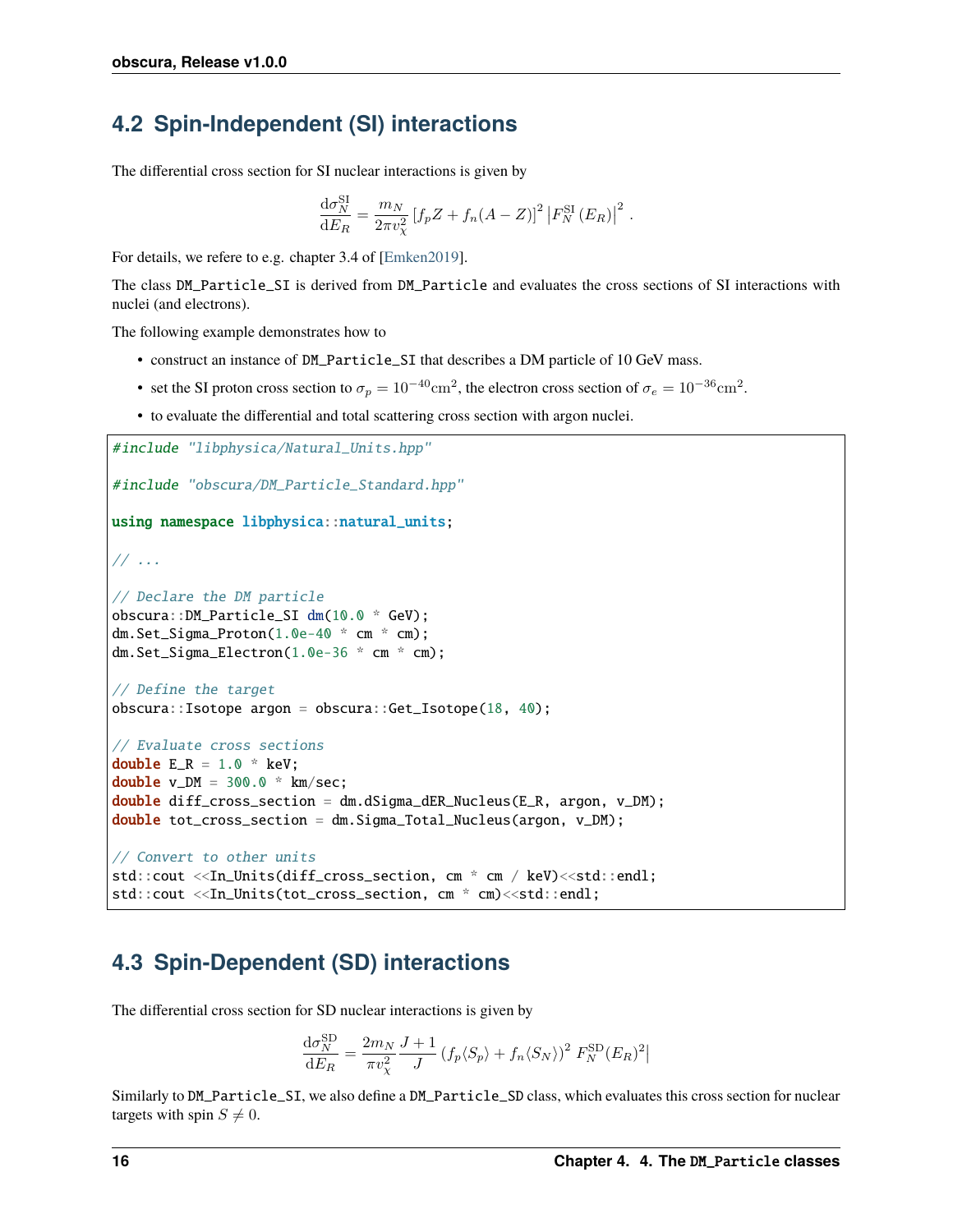## 4.2 Spin-Independent (SI) interactions

The differential cross section for SI nuclear interactions is given by

$$\frac{\mathrm{d}\sigma_N^{\mathrm{SI}}}{\mathrm{d}E_R} = \frac{m_N}{2\pi v_\chi^2}\left[f_p Z + f_n(A-Z)\right]^2 \left|F_N^{\mathrm{SI}}(E_R)\right|^2 .$$

For details, we refere to e.g. chapter 3.4 of [Emken2019].

The class DM_Particle_SI is derived from DM_Particle and evaluates the cross sections of SI interactions with nuclei (and electrons).

The following example demonstrates how to

- construct an instance of DM_Particle_SI that describes a DM particle of 10 GeV mass.
- set the SI proton cross section to $\sigma_p = 10^{-40}\mathrm{cm}^2$, the electron cross section of $\sigma_e = 10^{-36}\mathrm{cm}^2$.
- to evaluate the differential and total scattering cross section with argon nuclei.

```
#include "libphysica/Natural_Units.hpp"

#include "obscura/DM_Particle_Standard.hpp"

using namespace libphysica::natural_units;

// ...

// Declare the DM particle
obscura::DM_Particle_SI dm(10.0 * GeV);
dm.Set_Sigma_Proton(1.0e-40 * cm * cm);
dm.Set_Sigma_Electron(1.0e-36 * cm * cm);

// Define the target
obscura::Isotope argon = obscura::Get_Isotope(18, 40);

// Evaluate cross sections
double E_R = 1.0 * keV;
double v_DM = 300.0 * km/sec;
double diff_cross_section = dm.dSigma_dER_Nucleus(E_R, argon, v_DM);
double tot_cross_section = dm.Sigma_Total_Nucleus(argon, v_DM);

// Convert to other units
std::cout <<In_Units(diff_cross_section, cm * cm / keV)<<std::endl;
std::cout <<In_Units(tot_cross_section, cm * cm)<<std::endl;
```

## 4.3 Spin-Dependent (SD) interactions

The differential cross section for SD nuclear interactions is given by

$$\frac{\mathrm{d}\sigma_N^{\mathrm{SD}}}{\mathrm{d}E_R} = \frac{2m_N}{\pi v_\chi^2}\frac{J+1}{J}\left(f_p\langle S_p\rangle + f_n\langle S_N\rangle\right)^2 F_N^{\mathrm{SD}}(E_R)^2|$$

Similarly to DM_Particle_SI, we also define a DM_Particle_SD class, which evaluates this cross section for nuclear targets with spin $S \neq 0$.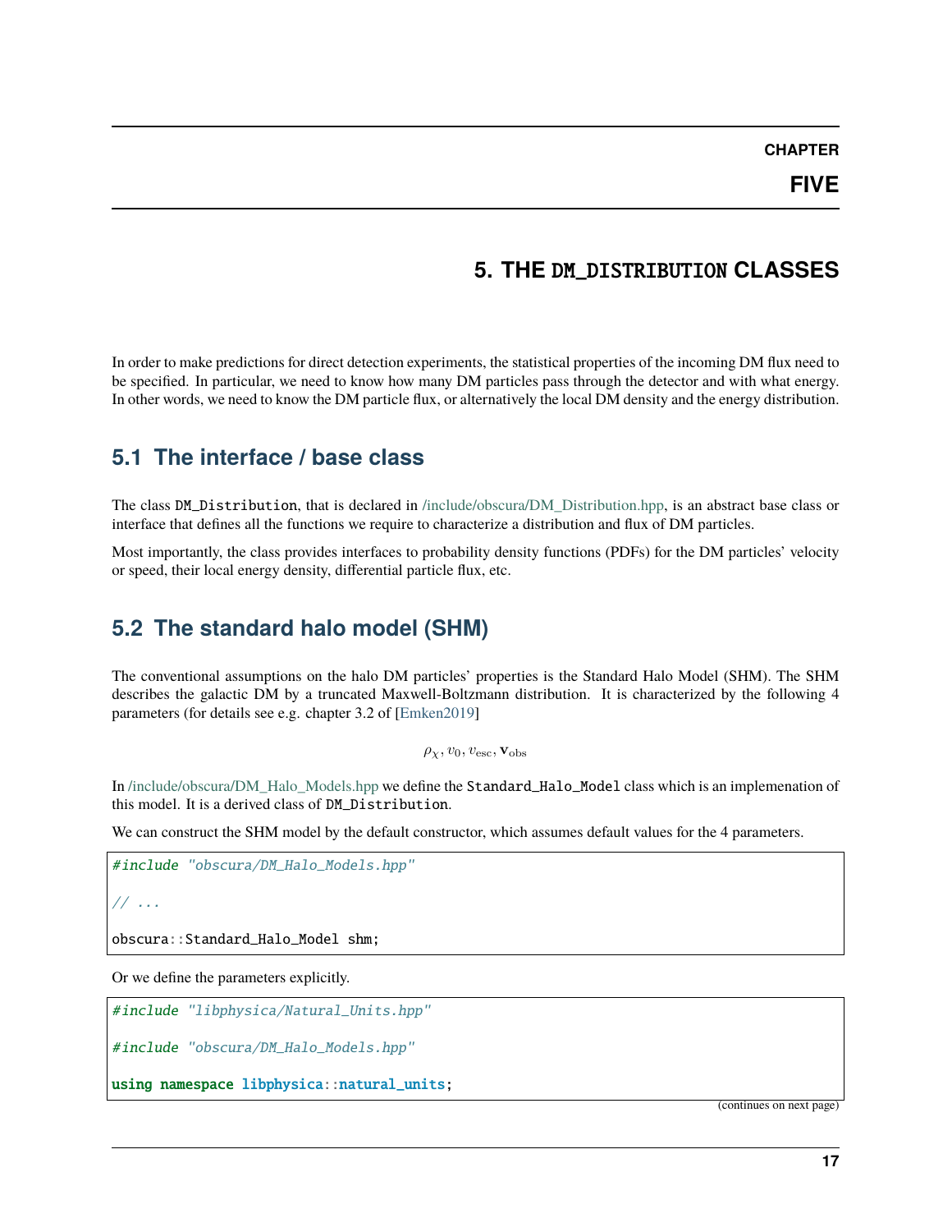# CHAPTER FIVE

# 5. THE DM_DISTRIBUTION CLASSES

In order to make predictions for direct detection experiments, the statistical properties of the incoming DM flux need to be specified. In particular, we need to know how many DM particles pass through the detector and with what energy. In other words, we need to know the DM particle flux, or alternatively the local DM density and the energy distribution.

## 5.1 The interface / base class

The class `DM_Distribution`, that is declared in /include/obscura/DM_Distribution.hpp, is an abstract base class or interface that defines all the functions we require to characterize a distribution and flux of DM particles.

Most importantly, the class provides interfaces to probability density functions (PDFs) for the DM particles' velocity or speed, their local energy density, differential particle flux, etc.

## 5.2 The standard halo model (SHM)

The conventional assumptions on the halo DM particles' properties is the Standard Halo Model (SHM). The SHM describes the galactic DM by a truncated Maxwell-Boltzmann distribution. It is characterized by the following 4 parameters (for details see e.g. chapter 3.2 of [Emken2019]

$$\rho_\chi, v_0, v_{\rm esc}, \mathbf{v}_{\rm obs}$$

In /include/obscura/DM_Halo_Models.hpp we define the `Standard_Halo_Model` class which is an implemenation of this model. It is a derived class of `DM_Distribution`.

We can construct the SHM model by the default constructor, which assumes default values for the 4 parameters.

```
#include "obscura/DM_Halo_Models.hpp"

// ...

obscura::Standard_Halo_Model shm;
```

Or we define the parameters explicitly.

```
#include "libphysica/Natural_Units.hpp"

#include "obscura/DM_Halo_Models.hpp"

using namespace libphysica::natural_units;
```

(continues on next page)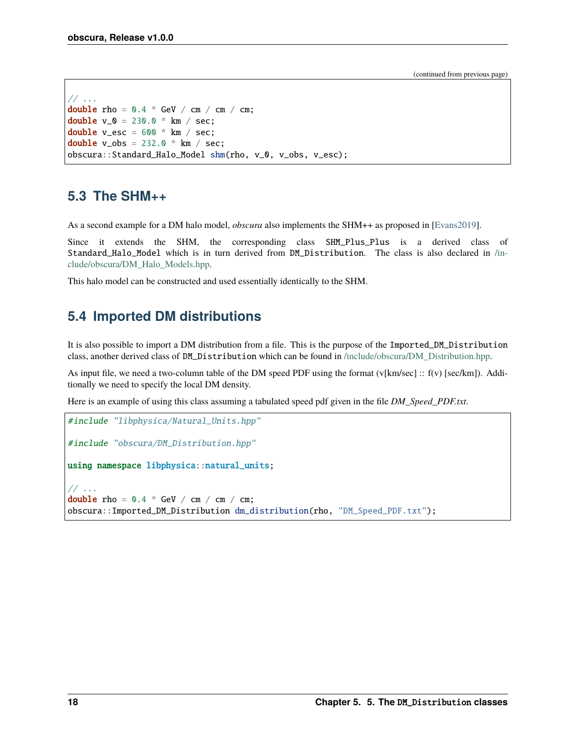(continued from previous page)

```
// ...
double rho = 0.4 * GeV / cm / cm / cm;
double v_0 = 230.0 * km / sec;
double v_esc = 600 * km / sec;
double v_obs = 232.0 * km / sec;
obscura::Standard_Halo_Model shm(rho, v_0, v_obs, v_esc);
```

## 5.3 The SHM++

As a second example for a DM halo model, *obscura* also implements the SHM++ as proposed in [Evans2019].

Since it extends the SHM, the corresponding class `SHM_Plus_Plus` is a derived class of `Standard_Halo_Model` which is in turn derived from `DM_Distribution`. The class is also declared in /include/obscura/DM_Halo_Models.hpp.

This halo model can be constructed and used essentially identically to the SHM.

## 5.4 Imported DM distributions

It is also possible to import a DM distribution from a file. This is the purpose of the `Imported_DM_Distribution` class, another derived class of `DM_Distribution` which can be found in /include/obscura/DM_Distribution.hpp.

As input file, we need a two-column table of the DM speed PDF using the format (v[km/sec] :: f(v) [sec/km]). Additionally we need to specify the local DM density.

Here is an example of using this class assuming a tabulated speed pdf given in the file *DM_Speed_PDF.txt*.

```
#include "libphysica/Natural_Units.hpp"

#include "obscura/DM_Distribution.hpp"

using namespace libphysica::natural_units;

// ...
double rho = 0.4 * GeV / cm / cm / cm;
obscura::Imported_DM_Distribution dm_distribution(rho, "DM_Speed_PDF.txt");
```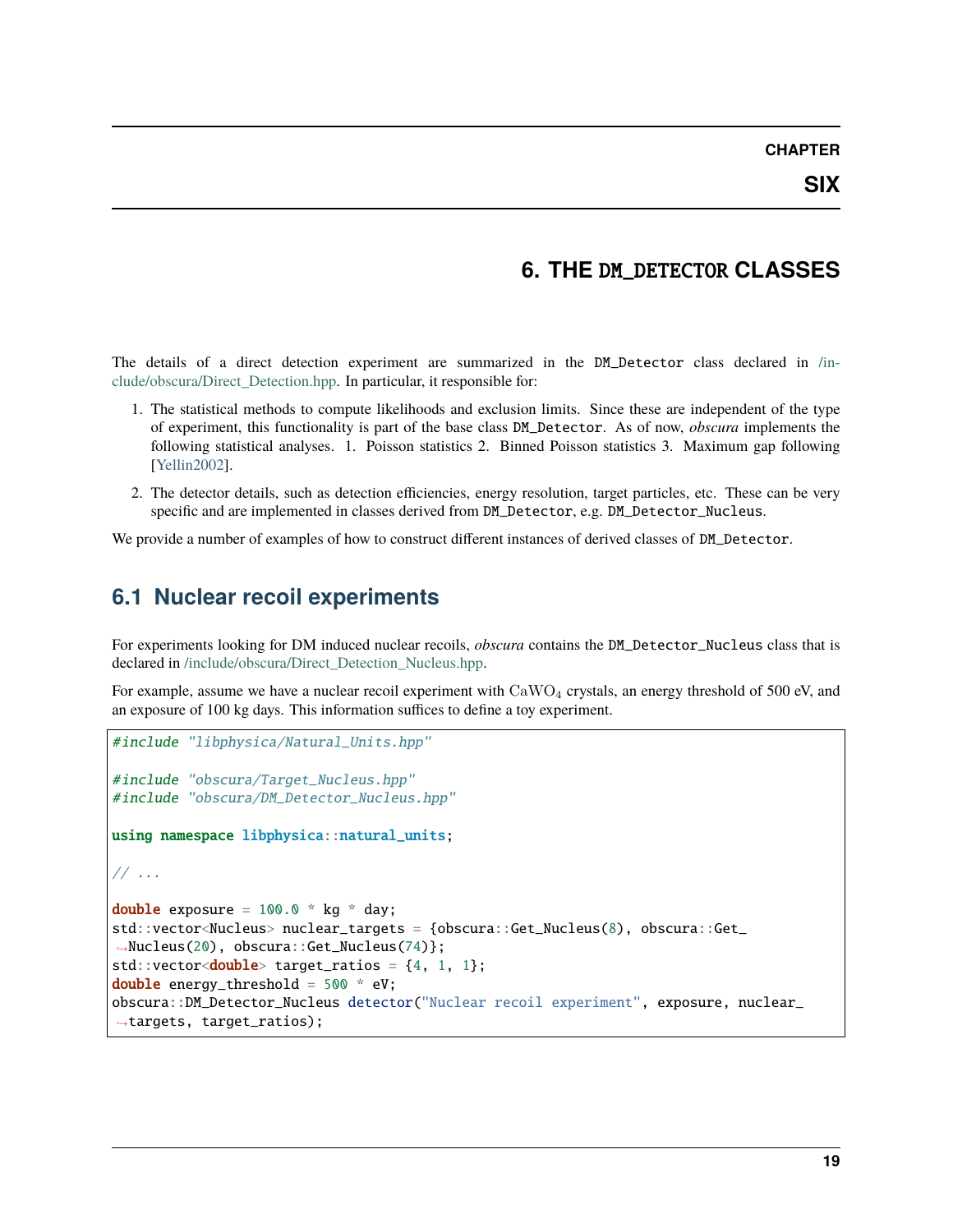CHAPTER

SIX

# 6. THE DM_DETECTOR CLASSES

The details of a direct detection experiment are summarized in the DM_Detector class declared in /include/obscura/Direct_Detection.hpp. In particular, it responsible for:

1. The statistical methods to compute likelihoods and exclusion limits. Since these are independent of the type of experiment, this functionality is part of the base class DM_Detector. As of now, *obscura* implements the following statistical analyses. 1. Poisson statistics 2. Binned Poisson statistics 3. Maximum gap following [Yellin2002].
2. The detector details, such as detection efficiencies, energy resolution, target particles, etc. These can be very specific and are implemented in classes derived from DM_Detector, e.g. DM_Detector_Nucleus.

We provide a number of examples of how to construct different instances of derived classes of DM_Detector.

## 6.1 Nuclear recoil experiments

For experiments looking for DM induced nuclear recoils, *obscura* contains the DM_Detector_Nucleus class that is declared in /include/obscura/Direct_Detection_Nucleus.hpp.

For example, assume we have a nuclear recoil experiment with $CaWO_4$ crystals, an energy threshold of 500 eV, and an exposure of 100 kg days. This information suffices to define a toy experiment.

```
#include "libphysica/Natural_Units.hpp"

#include "obscura/Target_Nucleus.hpp"
#include "obscura/DM_Detector_Nucleus.hpp"

using namespace libphysica::natural_units;

// ...

double exposure = 100.0 * kg * day;
std::vector<Nucleus> nuclear_targets = {obscura::Get_Nucleus(8), obscura::Get_Nucleus(20), obscura::Get_Nucleus(74)};
std::vector<double> target_ratios = {4, 1, 1};
double energy_threshold = 500 * eV;
obscura::DM_Detector_Nucleus detector("Nuclear recoil experiment", exposure, nuclear_targets, target_ratios);
```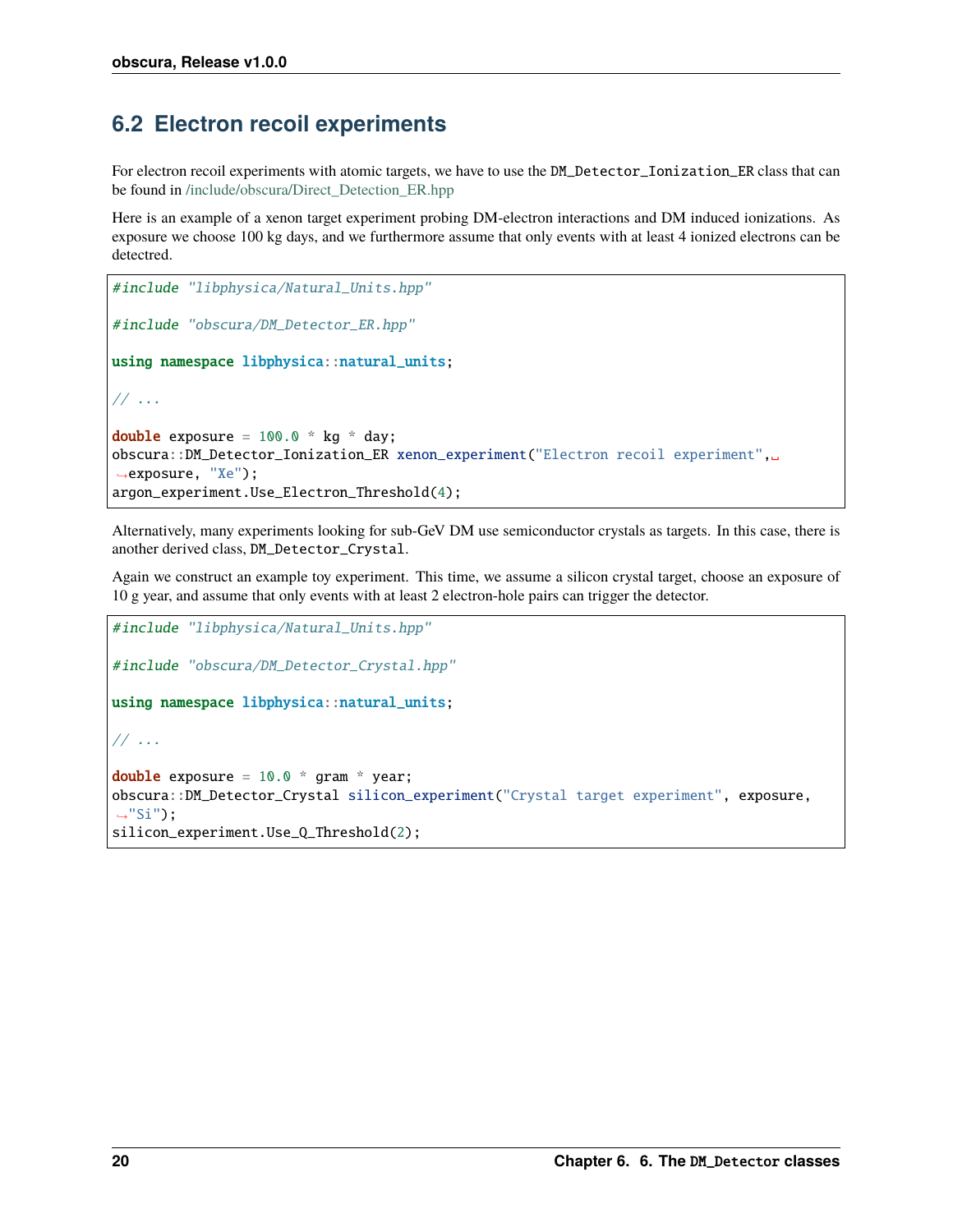## 6.2 Electron recoil experiments

For electron recoil experiments with atomic targets, we have to use the `DM_Detector_Ionization_ER` class that can be found in /include/obscura/Direct_Detection_ER.hpp

Here is an example of a xenon target experiment probing DM-electron interactions and DM induced ionizations. As exposure we choose 100 kg days, and we furthermore assume that only events with at least 4 ionized electrons can be detected.

```
#include "libphysica/Natural_Units.hpp"

#include "obscura/DM_Detector_ER.hpp"

using namespace libphysica::natural_units;

// ...

double exposure = 100.0 * kg * day;
obscura::DM_Detector_Ionization_ER xenon_experiment("Electron recoil experiment", exposure, "Xe");
argon_experiment.Use_Electron_Threshold(4);
```

Alternatively, many experiments looking for sub-GeV DM use semiconductor crystals as targets. In this case, there is another derived class, `DM_Detector_Crystal`.

Again we construct an example toy experiment. This time, we assume a silicon crystal target, choose an exposure of 10 g year, and assume that only events with at least 2 electron-hole pairs can trigger the detector.

```
#include "libphysica/Natural_Units.hpp"

#include "obscura/DM_Detector_Crystal.hpp"

using namespace libphysica::natural_units;

// ...

double exposure = 10.0 * gram * year;
obscura::DM_Detector_Crystal silicon_experiment("Crystal target experiment", exposure, "Si");
silicon_experiment.Use_Q_Threshold(2);
```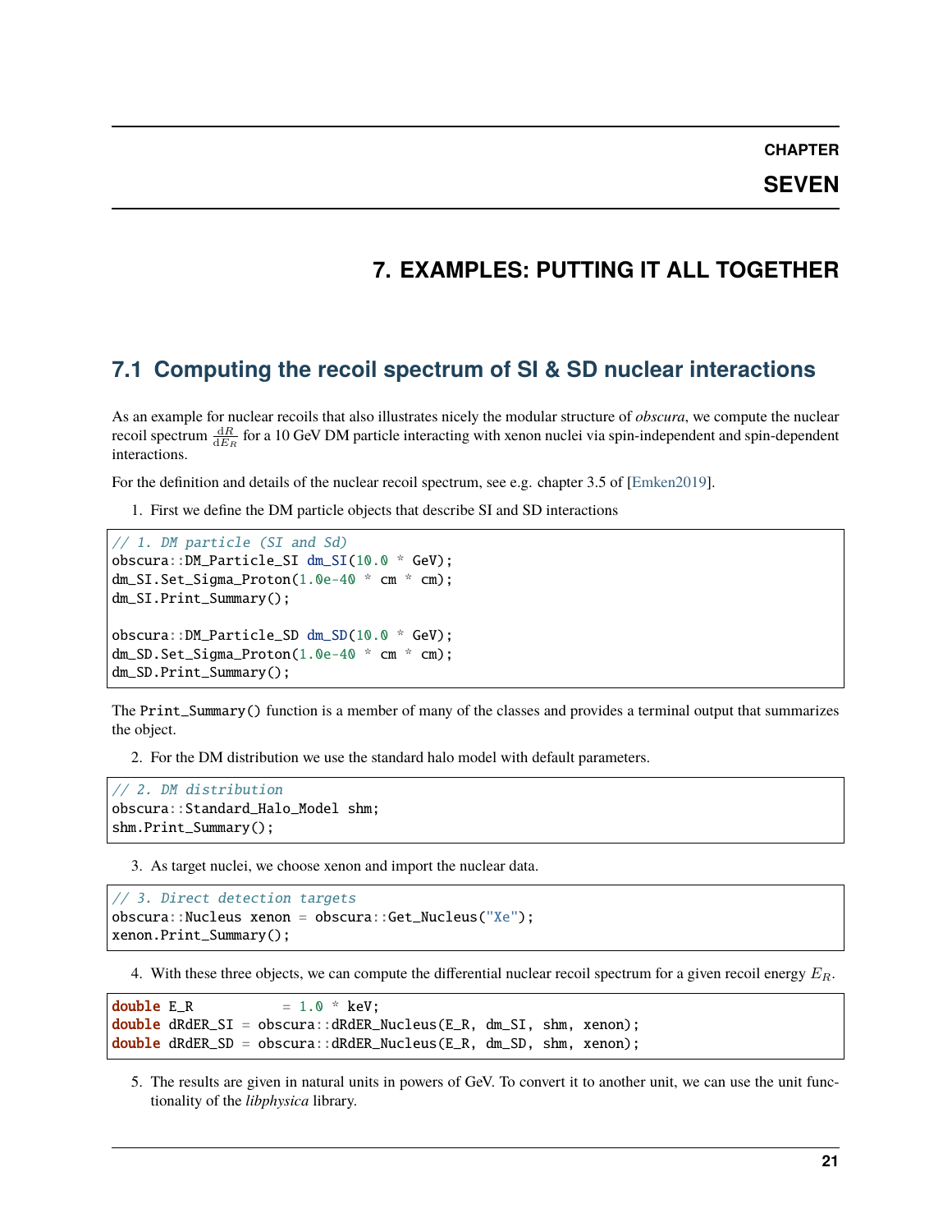# CHAPTER SEVEN

# 7. EXAMPLES: PUTTING IT ALL TOGETHER

## 7.1 Computing the recoil spectrum of SI & SD nuclear interactions

As an example for nuclear recoils that also illustrates nicely the modular structure of *obscura*, we compute the nuclear recoil spectrum $\frac{\mathrm{d}R}{\mathrm{d}E_R}$ for a 10 GeV DM particle interacting with xenon nuclei via spin-independent and spin-dependent interactions.

For the definition and details of the nuclear recoil spectrum, see e.g. chapter 3.5 of [Emken2019].

1. First we define the DM particle objects that describe SI and SD interactions

```
// 1. DM particle (SI and Sd)
obscura::DM_Particle_SI dm_SI(10.0 * GeV);
dm_SI.Set_Sigma_Proton(1.0e-40 * cm * cm);
dm_SI.Print_Summary();

obscura::DM_Particle_SD dm_SD(10.0 * GeV);
dm_SD.Set_Sigma_Proton(1.0e-40 * cm * cm);
dm_SD.Print_Summary();
```

The `Print_Summary()` function is a member of many of the classes and provides a terminal output that summarizes the object.

2. For the DM distribution we use the standard halo model with default parameters.

```
// 2. DM distribution
obscura::Standard_Halo_Model shm;
shm.Print_Summary();
```

3. As target nuclei, we choose xenon and import the nuclear data.

```
// 3. Direct detection targets
obscura::Nucleus xenon = obscura::Get_Nucleus("Xe");
xenon.Print_Summary();
```

4. With these three objects, we can compute the differential nuclear recoil spectrum for a given recoil energy $E_R$.

```
double E_R          = 1.0 * keV;
double dRdER_SI = obscura::dRdER_Nucleus(E_R, dm_SI, shm, xenon);
double dRdER_SD = obscura::dRdER_Nucleus(E_R, dm_SD, shm, xenon);
```

5. The results are given in natural units in powers of GeV. To convert it to another unit, we can use the unit functionality of the *libphysica* library.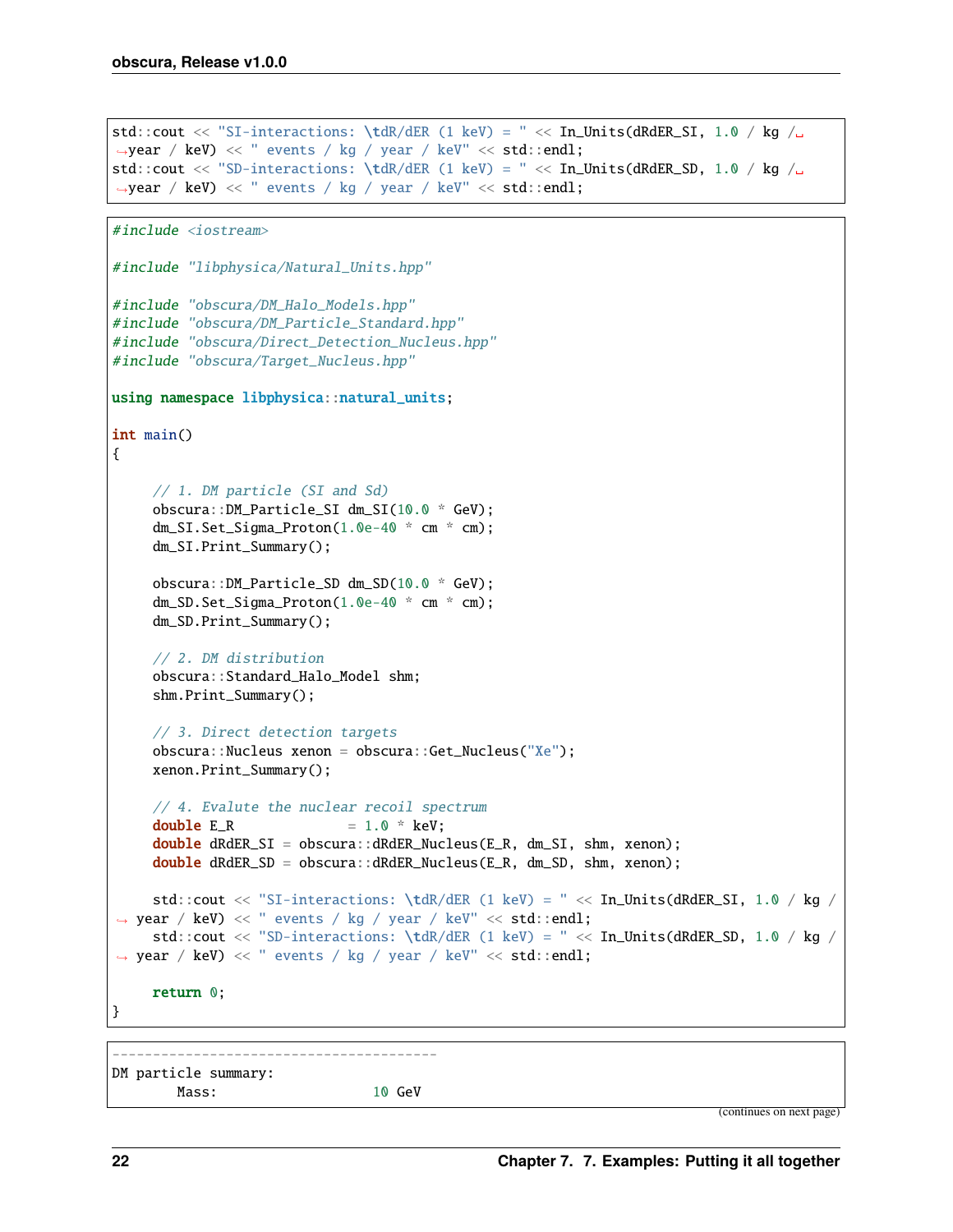```
std::cout << "SI-interactions: \tdR/dER (1 keV) = " << In_Units(dRdER_SI, 1.0 / kg / year / keV) << " events / kg / year / keV" << std::endl;
std::cout << "SD-interactions: \tdR/dER (1 keV) = " << In_Units(dRdER_SD, 1.0 / kg / year / keV) << " events / kg / year / keV" << std::endl;
```

```
#include <iostream>

#include "libphysica/Natural_Units.hpp"

#include "obscura/DM_Halo_Models.hpp"
#include "obscura/DM_Particle_Standard.hpp"
#include "obscura/Direct_Detection_Nucleus.hpp"
#include "obscura/Target_Nucleus.hpp"

using namespace libphysica::natural_units;

int main()
{

	// 1. DM particle (SI and Sd)
	obscura::DM_Particle_SI dm_SI(10.0 * GeV);
	dm_SI.Set_Sigma_Proton(1.0e-40 * cm * cm);
	dm_SI.Print_Summary();

	obscura::DM_Particle_SD dm_SD(10.0 * GeV);
	dm_SD.Set_Sigma_Proton(1.0e-40 * cm * cm);
	dm_SD.Print_Summary();

	// 2. DM distribution
	obscura::Standard_Halo_Model shm;
	shm.Print_Summary();

	// 3. Direct detection targets
	obscura::Nucleus xenon = obscura::Get_Nucleus("Xe");
	xenon.Print_Summary();

	// 4. Evalute the nuclear recoil spectrum
	double E_R		 = 1.0 * keV;
	double dRdER_SI = obscura::dRdER_Nucleus(E_R, dm_SI, shm, xenon);
	double dRdER_SD = obscura::dRdER_Nucleus(E_R, dm_SD, shm, xenon);

	std::cout << "SI-interactions: \tdR/dER (1 keV) = " << In_Units(dRdER_SI, 1.0 / kg / year / keV) << " events / kg / year / keV" << std::endl;
	std::cout << "SD-interactions: \tdR/dER (1 keV) = " << In_Units(dRdER_SD, 1.0 / kg / year / keV) << " events / kg / year / keV" << std::endl;

	return 0;
}
```

```
----------------------------------------
DM particle summary:
	Mass:			10 GeV
```

(continues on next page)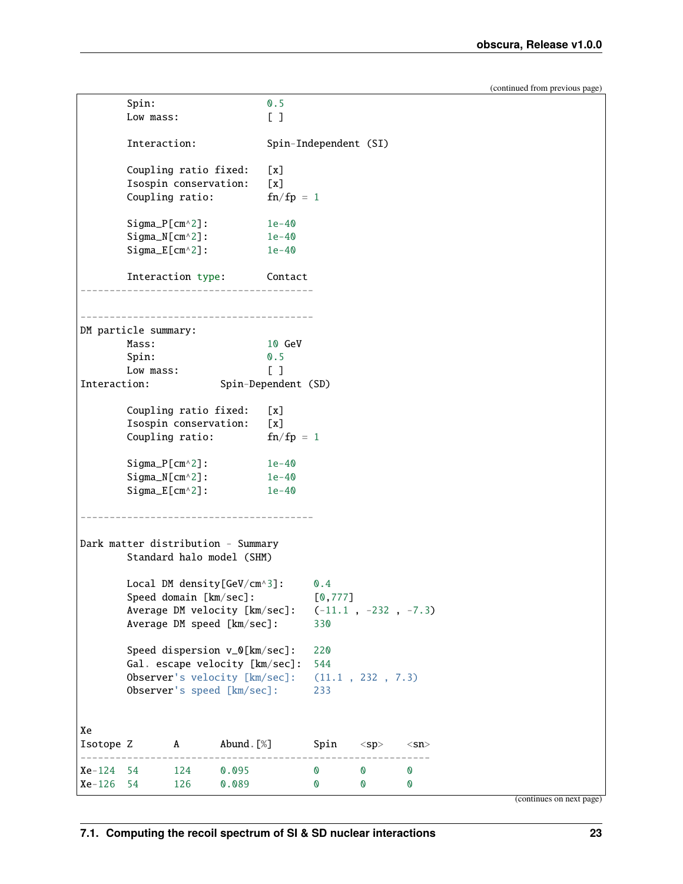(continued from previous page)

```
        Spin:                   0.5
        Low mass:               [ ]

        Interaction:            Spin-Independent (SI)

        Coupling ratio fixed:   [x]
        Isospin conservation:   [x]
        Coupling ratio:         fn/fp = 1

        Sigma_P[cm^2]:          1e-40
        Sigma_N[cm^2]:          1e-40
        Sigma_E[cm^2]:          1e-40

        Interaction type:       Contact
----------------------------------------

----------------------------------------
DM particle summary:
        Mass:                   10 GeV
        Spin:                   0.5
        Low mass:               [ ]
Interaction:            Spin-Dependent (SD)

        Coupling ratio fixed:   [x]
        Isospin conservation:   [x]
        Coupling ratio:         fn/fp = 1

        Sigma_P[cm^2]:          1e-40
        Sigma_N[cm^2]:          1e-40
        Sigma_E[cm^2]:          1e-40

----------------------------------------


Dark matter distribution - Summary
        Standard halo model (SHM)

        Local DM density[GeV/cm^3]:     0.4
        Speed domain [km/sec]:          [0,777]
        Average DM velocity [km/sec]:   (-11.1 , -232 , -7.3)
        Average DM speed [km/sec]:      330

        Speed dispersion v_0[km/sec]:   220
        Gal. escape velocity [km/sec]:  544
        Observer's velocity [km/sec]:   (11.1 , 232 , 7.3)
        Observer's speed [km/sec]:      233


Xe
Isotope Z       A       Abund.[%]       Spin    <sp>    <sn>
------------------------------------------------------------
Xe-124  54      124     0.095           0       0       0
Xe-126  54      126     0.089           0       0       0
```

(continues on next page)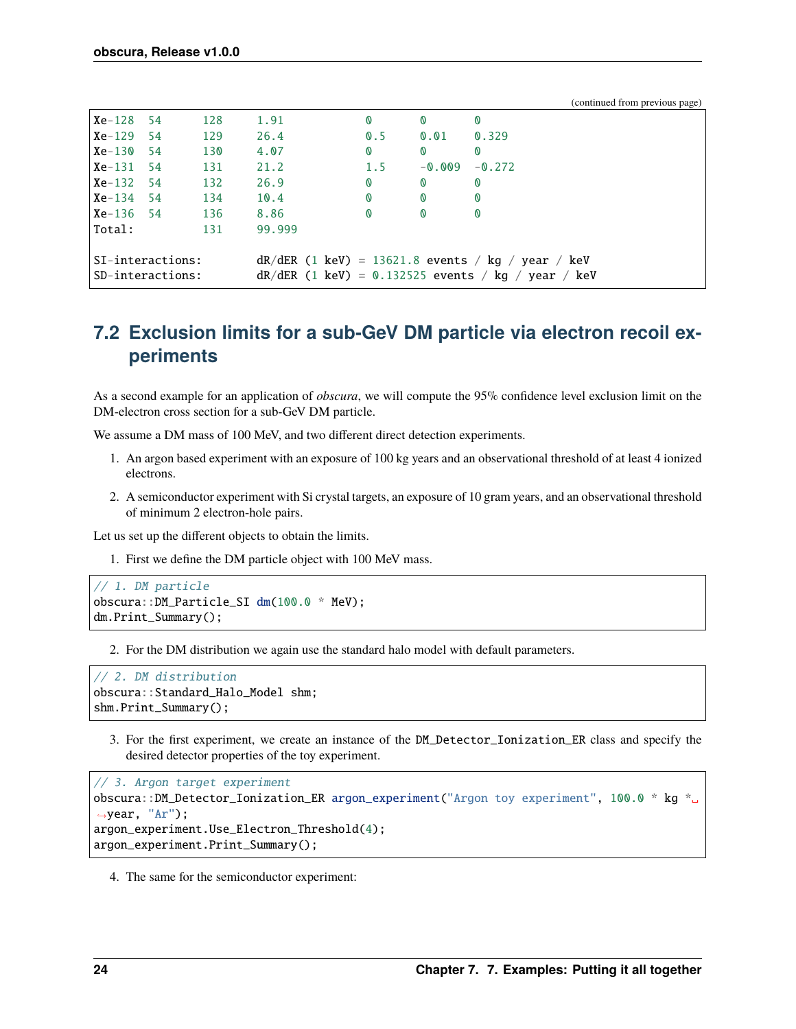(continued from previous page)

```
Xe-128  54      128     1.91            0       0       0
Xe-129  54      129     26.4            0.5     0.01    0.329
Xe-130  54      130     4.07            0       0       0
Xe-131  54      131     21.2            1.5     -0.009  -0.272
Xe-132  54      132     26.9            0       0       0
Xe-134  54      134     10.4            0       0       0
Xe-136  54      136     8.86            0       0       0
Total:          131     99.999

SI-interactions:        dR/dER (1 keV) = 13621.8 events / kg / year / keV
SD-interactions:        dR/dER (1 keV) = 0.132525 events / kg / year / keV
```

## 7.2 Exclusion limits for a sub-GeV DM particle via electron recoil experiments

As a second example for an application of *obscura*, we will compute the 95% confidence level exclusion limit on the DM-electron cross section for a sub-GeV DM particle.

We assume a DM mass of 100 MeV, and two different direct detection experiments.

1. An argon based experiment with an exposure of 100 kg years and an observational threshold of at least 4 ionized electrons.
2. A semiconductor experiment with Si crystal targets, an exposure of 10 gram years, and an observational threshold of minimum 2 electron-hole pairs.

Let us set up the different objects to obtain the limits.

1. First we define the DM particle object with 100 MeV mass.

```
// 1. DM particle
obscura::DM_Particle_SI dm(100.0 * MeV);
dm.Print_Summary();
```

2. For the DM distribution we again use the standard halo model with default parameters.

```
// 2. DM distribution
obscura::Standard_Halo_Model shm;
shm.Print_Summary();
```

3. For the first experiment, we create an instance of the DM_Detector_Ionization_ER class and specify the desired detector properties of the toy experiment.

```
// 3. Argon target experiment
obscura::DM_Detector_Ionization_ER argon_experiment("Argon toy experiment", 100.0 * kg *
year, "Ar");
argon_experiment.Use_Electron_Threshold(4);
argon_experiment.Print_Summary();
```

4. The same for the semiconductor experiment: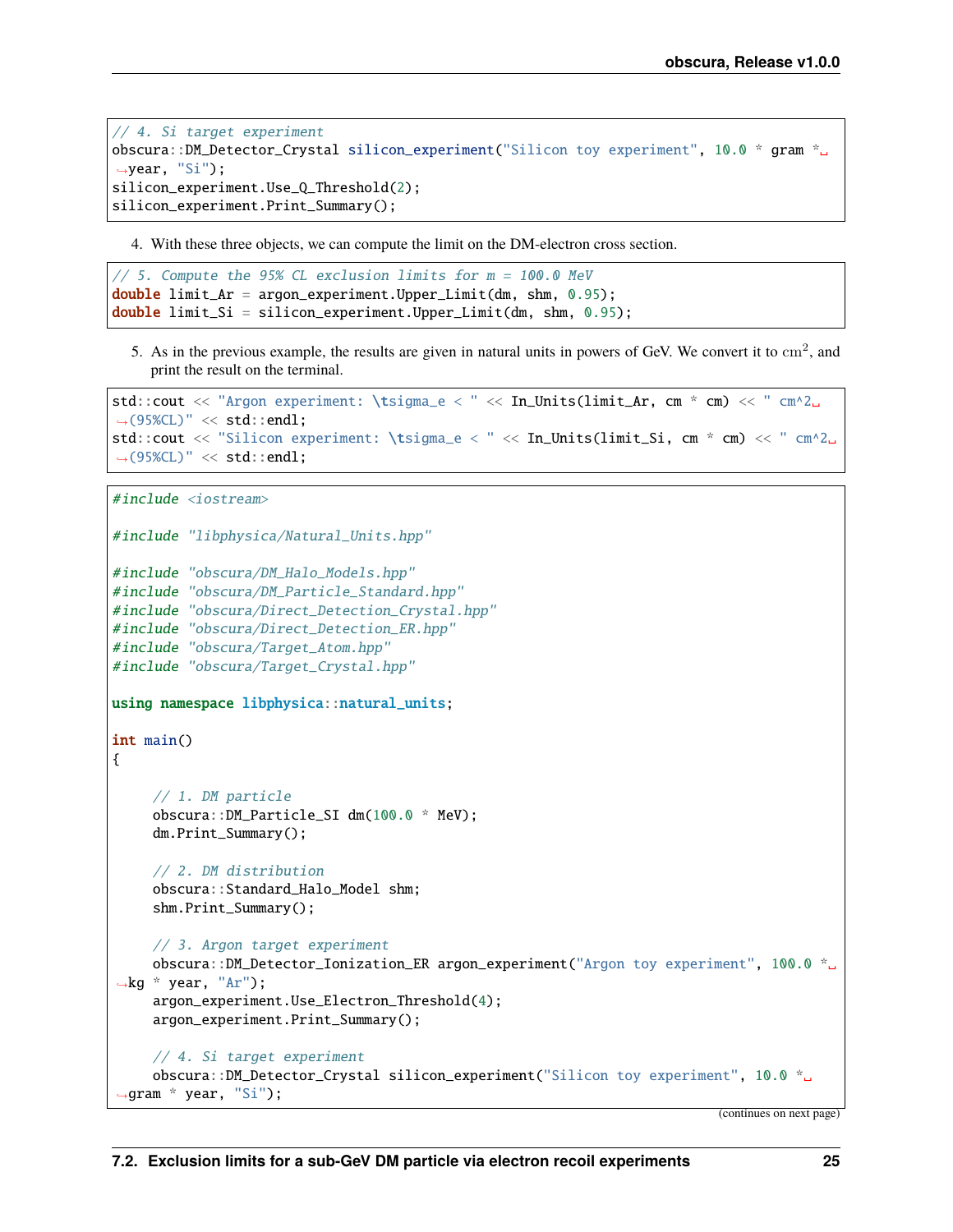```
// 4. Si target experiment
obscura::DM_Detector_Crystal silicon_experiment("Silicon toy experiment", 10.0 * gram *
↪year, "Si");
silicon_experiment.Use_Q_Threshold(2);
silicon_experiment.Print_Summary();
```

4. With these three objects, we can compute the limit on the DM-electron cross section.

```
// 5. Compute the 95% CL exclusion limits for m = 100.0 MeV
double limit_Ar = argon_experiment.Upper_Limit(dm, shm, 0.95);
double limit_Si = silicon_experiment.Upper_Limit(dm, shm, 0.95);
```

5. As in the previous example, the results are given in natural units in powers of GeV. We convert it to $\mathrm{cm}^2$, and print the result on the terminal.

```
std::cout << "Argon experiment: \tsigma_e < " << In_Units(limit_Ar, cm * cm) << " cm^2
↪(95%CL)" << std::endl;
std::cout << "Silicon experiment: \tsigma_e < " << In_Units(limit_Si, cm * cm) << " cm^2
↪(95%CL)" << std::endl;
```

```
#include <iostream>

#include "libphysica/Natural_Units.hpp"

#include "obscura/DM_Halo_Models.hpp"
#include "obscura/DM_Particle_Standard.hpp"
#include "obscura/Direct_Detection_Crystal.hpp"
#include "obscura/Direct_Detection_ER.hpp"
#include "obscura/Target_Atom.hpp"
#include "obscura/Target_Crystal.hpp"

using namespace libphysica::natural_units;

int main()
{

    // 1. DM particle
    obscura::DM_Particle_SI dm(100.0 * MeV);
    dm.Print_Summary();

    // 2. DM distribution
    obscura::Standard_Halo_Model shm;
    shm.Print_Summary();

    // 3. Argon target experiment
    obscura::DM_Detector_Ionization_ER argon_experiment("Argon toy experiment", 100.0 *
↪kg * year, "Ar");
    argon_experiment.Use_Electron_Threshold(4);
    argon_experiment.Print_Summary();

    // 4. Si target experiment
    obscura::DM_Detector_Crystal silicon_experiment("Silicon toy experiment", 10.0 *
↪gram * year, "Si");
```

(continues on next page)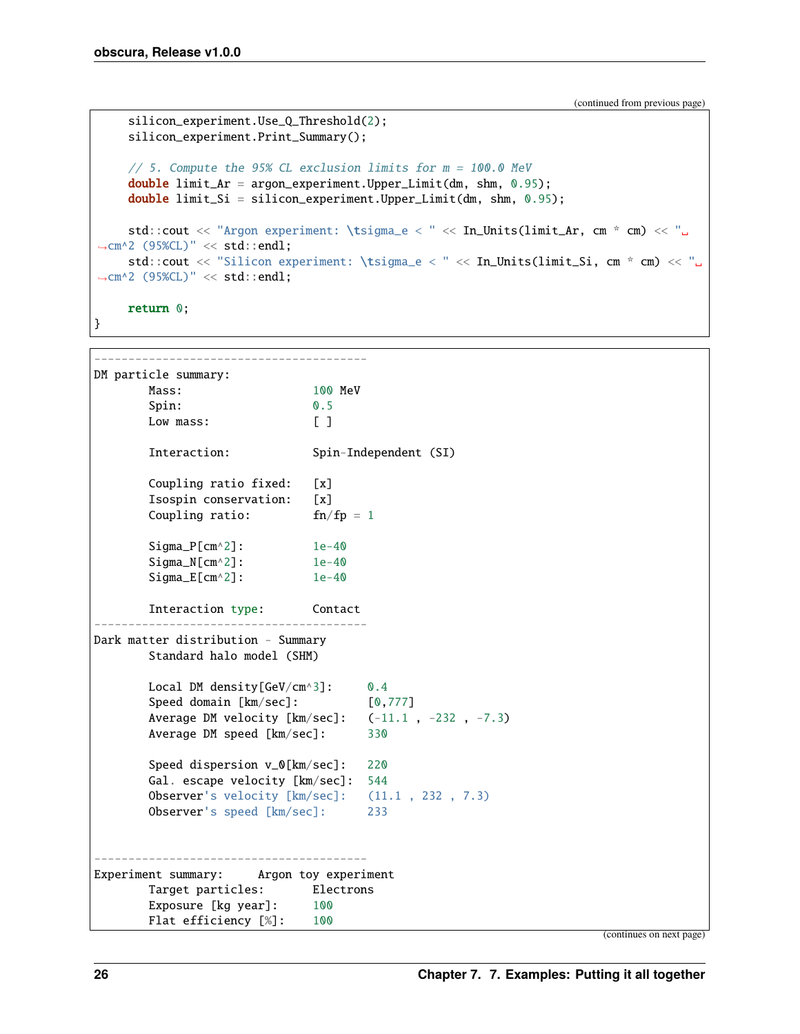(continued from previous page)

```
    silicon_experiment.Use_Q_Threshold(2);
    silicon_experiment.Print_Summary();

    // 5. Compute the 95% CL exclusion limits for m = 100.0 MeV
    double limit_Ar = argon_experiment.Upper_Limit(dm, shm, 0.95);
    double limit_Si = silicon_experiment.Upper_Limit(dm, shm, 0.95);

    std::cout << "Argon experiment: \tsigma_e < " << In_Units(limit_Ar, cm * cm) << "␣
↪cm^2 (95%CL)" << std::endl;
    std::cout << "Silicon experiment: \tsigma_e < " << In_Units(limit_Si, cm * cm) << "␣
↪cm^2 (95%CL)" << std::endl;

    return 0;
}
```

```
----------------------------------------
DM particle summary:
        Mass:                   100 MeV
        Spin:                   0.5
        Low mass:               [ ]

        Interaction:            Spin-Independent (SI)

        Coupling ratio fixed:   [x]
        Isospin conservation:   [x]
        Coupling ratio:         fn/fp = 1

        Sigma_P[cm^2]:          1e-40
        Sigma_N[cm^2]:          1e-40
        Sigma_E[cm^2]:          1e-40

        Interaction type:       Contact
----------------------------------------
Dark matter distribution - Summary
        Standard halo model (SHM)

        Local DM density[GeV/cm^3]:     0.4
        Speed domain [km/sec]:          [0,777]
        Average DM velocity [km/sec]:   (-11.1 , -232 , -7.3)
        Average DM speed [km/sec]:      330

        Speed dispersion v_0[km/sec]:   220
        Gal. escape velocity [km/sec]:  544
        Observer's velocity [km/sec]:   (11.1 , 232 , 7.3)
        Observer's speed [km/sec]:      233


----------------------------------------
Experiment summary:     Argon toy experiment
        Target particles:       Electrons
        Exposure [kg year]:     100
        Flat efficiency [%]:    100
```

(continues on next page)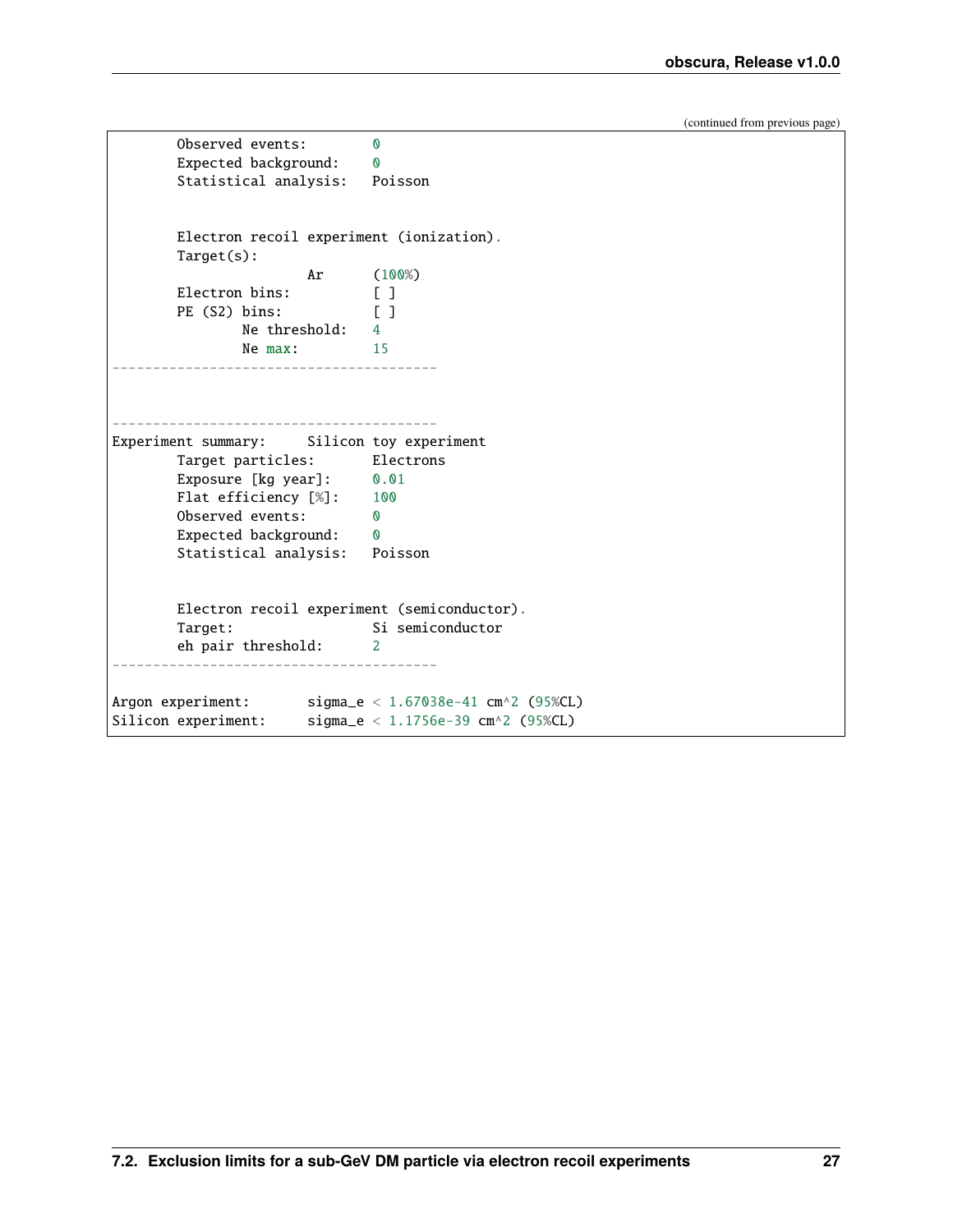(continued from previous page)

```
        Observed events:        0
        Expected background:    0
        Statistical analysis:   Poisson


        Electron recoil experiment (ionization).
        Target(s):
                        Ar      (100%)
        Electron bins:          [ ]
        PE (S2) bins:           [ ]
                Ne threshold:   4
                Ne max:         15
----------------------------------------



----------------------------------------
Experiment summary:     Silicon toy experiment
        Target particles:       Electrons
        Exposure [kg year]:     0.01
        Flat efficiency [%]:    100
        Observed events:        0
        Expected background:    0
        Statistical analysis:   Poisson


        Electron recoil experiment (semiconductor).
        Target:                 Si semiconductor
        eh pair threshold:      2
----------------------------------------

Argon experiment:       sigma_e < 1.67038e-41 cm^2 (95%CL)
Silicon experiment:     sigma_e < 1.1756e-39 cm^2 (95%CL)
```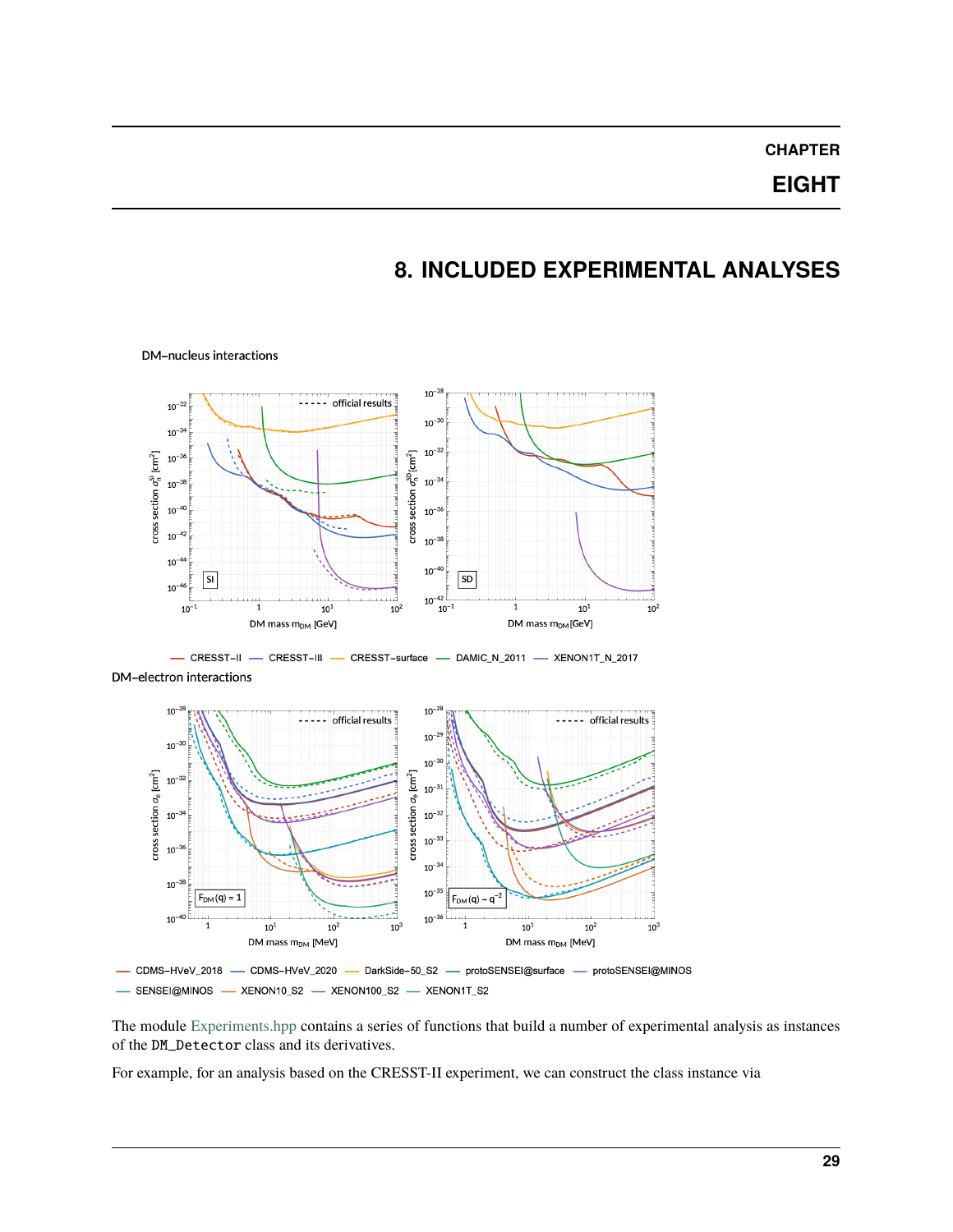# CHAPTER EIGHT

# 8. INCLUDED EXPERIMENTAL ANALYSES

DM–nucleus interactions

official results

cross section $\sigma_n^{SI}$ [cm$^2$]

SI

DM mass $m_{DM}$ [GeV]

cross section $\sigma_n^{SD}$ [cm$^2$]

SD

DM mass $m_{DM}$ [GeV]

CRESST–II — CRESST–III — CRESST–surface — DAMIC_N_2011 — XENON1T_N_2017

DM–electron interactions

official results

cross section $\sigma_e$ [cm$^2$]

$F_{DM}(q) = 1$

DM mass $m_{DM}$ [MeV]

official results

cross section $\sigma_e$ [cm$^2$]

$F_{DM}(q) \sim q^{-2}$

DM mass $m_{DM}$ [MeV]

CDMS–HVeV_2018 — CDMS–HVeV_2020 — DarkSide–50_S2 — protoSENSEI@surface — protoSENSEI@MINOS — SENSEI@MINOS — XENON10_S2 — XENON100_S2 — XENON1T_S2

The module Experiments.hpp contains a series of functions that build a number of experimental analysis as instances of the `DM_Detector` class and its derivatives.

For example, for an analysis based on the CRESST-II experiment, we can construct the class instance via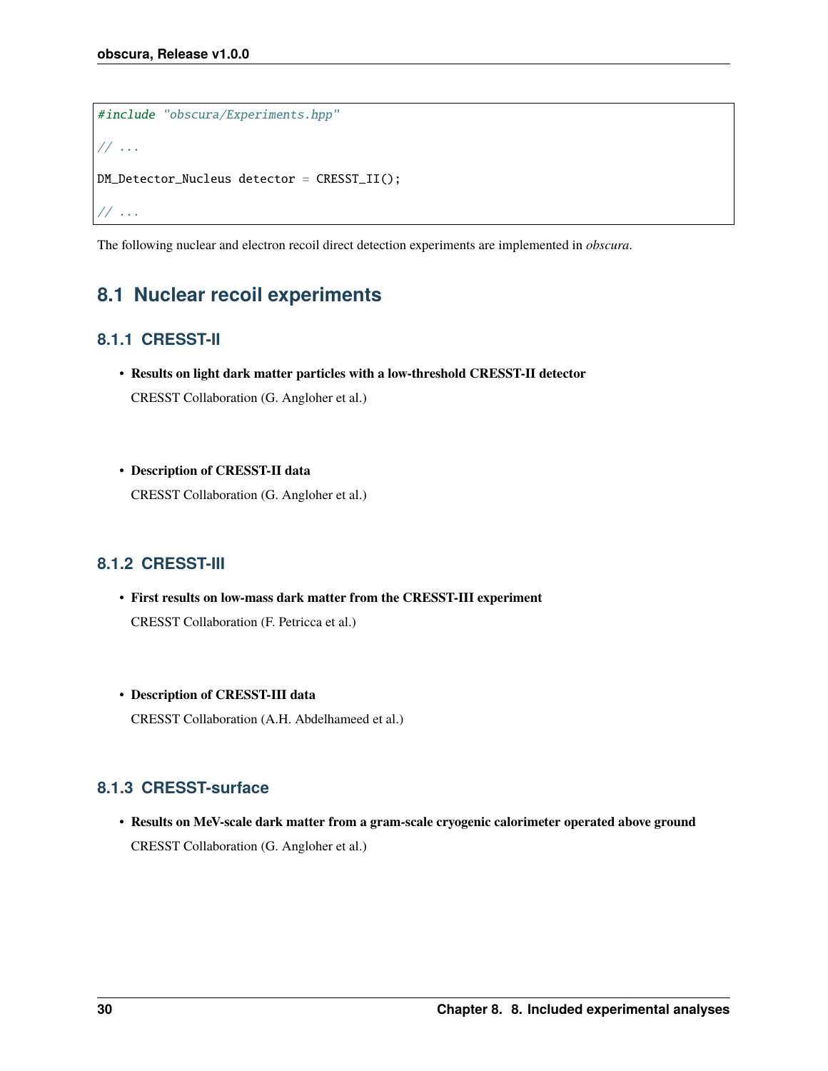```
#include "obscura/Experiments.hpp"

// ...

DM_Detector_Nucleus detector = CRESST_II();

// ...
```

The following nuclear and electron recoil direct detection experiments are implemented in *obscura*.

## 8.1 Nuclear recoil experiments

### 8.1.1 CRESST-II

- **Results on light dark matter particles with a low-threshold CRESST-II detector**

  CRESST Collaboration (G. Angloher et al.)

- **Description of CRESST-II data**

  CRESST Collaboration (G. Angloher et al.)

### 8.1.2 CRESST-III

- **First results on low-mass dark matter from the CRESST-III experiment**

  CRESST Collaboration (F. Petricca et al.)

- **Description of CRESST-III data**

  CRESST Collaboration (A.H. Abdelhameed et al.)

### 8.1.3 CRESST-surface

- **Results on MeV-scale dark matter from a gram-scale cryogenic calorimeter operated above ground**

  CRESST Collaboration (G. Angloher et al.)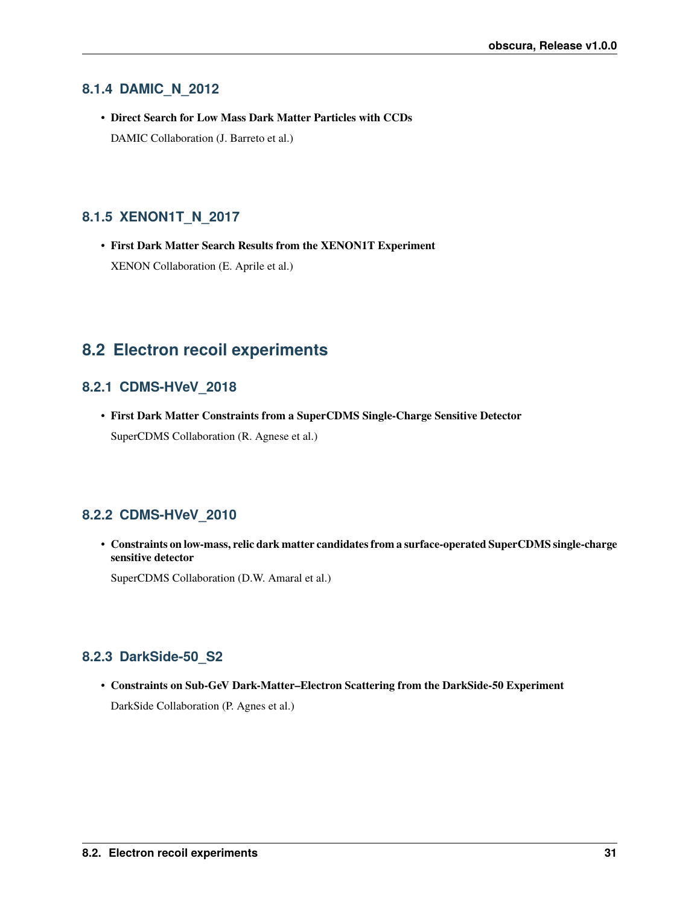### 8.1.4 DAMIC_N_2012

- **Direct Search for Low Mass Dark Matter Particles with CCDs**

  DAMIC Collaboration (J. Barreto et al.)

### 8.1.5 XENON1T_N_2017

- **First Dark Matter Search Results from the XENON1T Experiment**

  XENON Collaboration (E. Aprile et al.)

## 8.2 Electron recoil experiments

### 8.2.1 CDMS-HVeV_2018

- **First Dark Matter Constraints from a SuperCDMS Single-Charge Sensitive Detector**

  SuperCDMS Collaboration (R. Agnese et al.)

### 8.2.2 CDMS-HVeV_2010

- **Constraints on low-mass, relic dark matter candidates from a surface-operated SuperCDMS single-charge sensitive detector**

  SuperCDMS Collaboration (D.W. Amaral et al.)

### 8.2.3 DarkSide-50_S2

- **Constraints on Sub-GeV Dark-Matter–Electron Scattering from the DarkSide-50 Experiment**

  DarkSide Collaboration (P. Agnes et al.)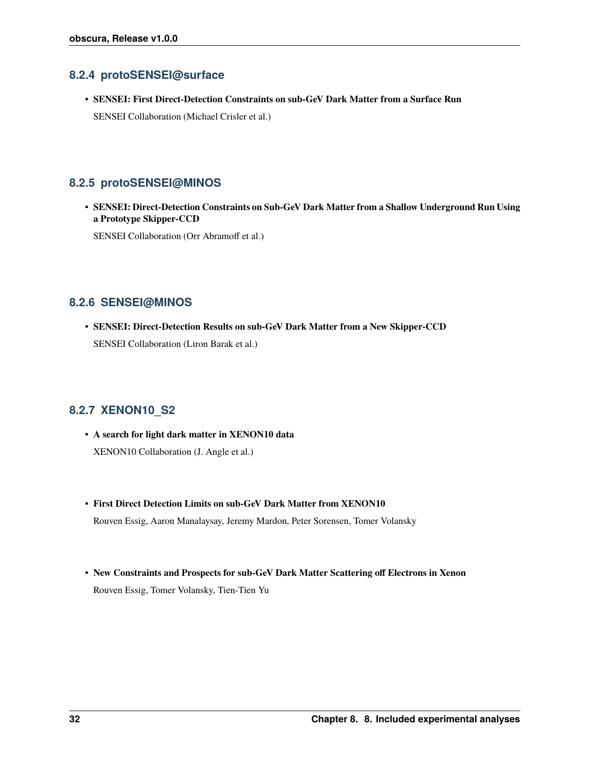### 8.2.4 protoSENSEI@surface

- **SENSEI: First Direct-Detection Constraints on sub-GeV Dark Matter from a Surface Run**

  SENSEI Collaboration (Michael Crisler et al.)

### 8.2.5 protoSENSEI@MINOS

- **SENSEI: Direct-Detection Constraints on Sub-GeV Dark Matter from a Shallow Underground Run Using a Prototype Skipper-CCD**

  SENSEI Collaboration (Orr Abramoff et al.)

### 8.2.6 SENSEI@MINOS

- **SENSEI: Direct-Detection Results on sub-GeV Dark Matter from a New Skipper-CCD**

  SENSEI Collaboration (Liron Barak et al.)

### 8.2.7 XENON10_S2

- **A search for light dark matter in XENON10 data**

  XENON10 Collaboration (J. Angle et al.)

- **First Direct Detection Limits on sub-GeV Dark Matter from XENON10**

  Rouven Essig, Aaron Manalaysay, Jeremy Mardon, Peter Sorensen, Tomer Volansky

- **New Constraints and Prospects for sub-GeV Dark Matter Scattering off Electrons in Xenon**

  Rouven Essig, Tomer Volansky, Tien-Tien Yu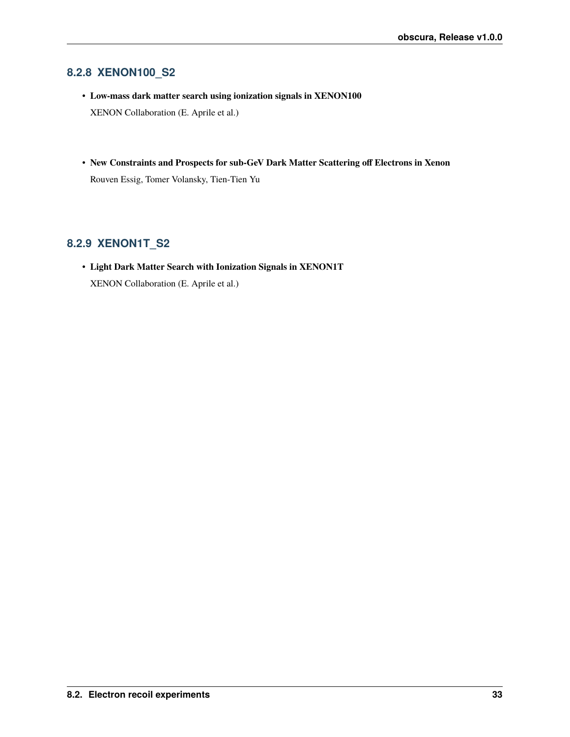### 8.2.8 XENON100_S2

- **Low-mass dark matter search using ionization signals in XENON100**

  XENON Collaboration (E. Aprile et al.)

- **New Constraints and Prospects for sub-GeV Dark Matter Scattering off Electrons in Xenon**

  Rouven Essig, Tomer Volansky, Tien-Tien Yu

### 8.2.9 XENON1T_S2

- **Light Dark Matter Search with Ionization Signals in XENON1T**

  XENON Collaboration (E. Aprile et al.)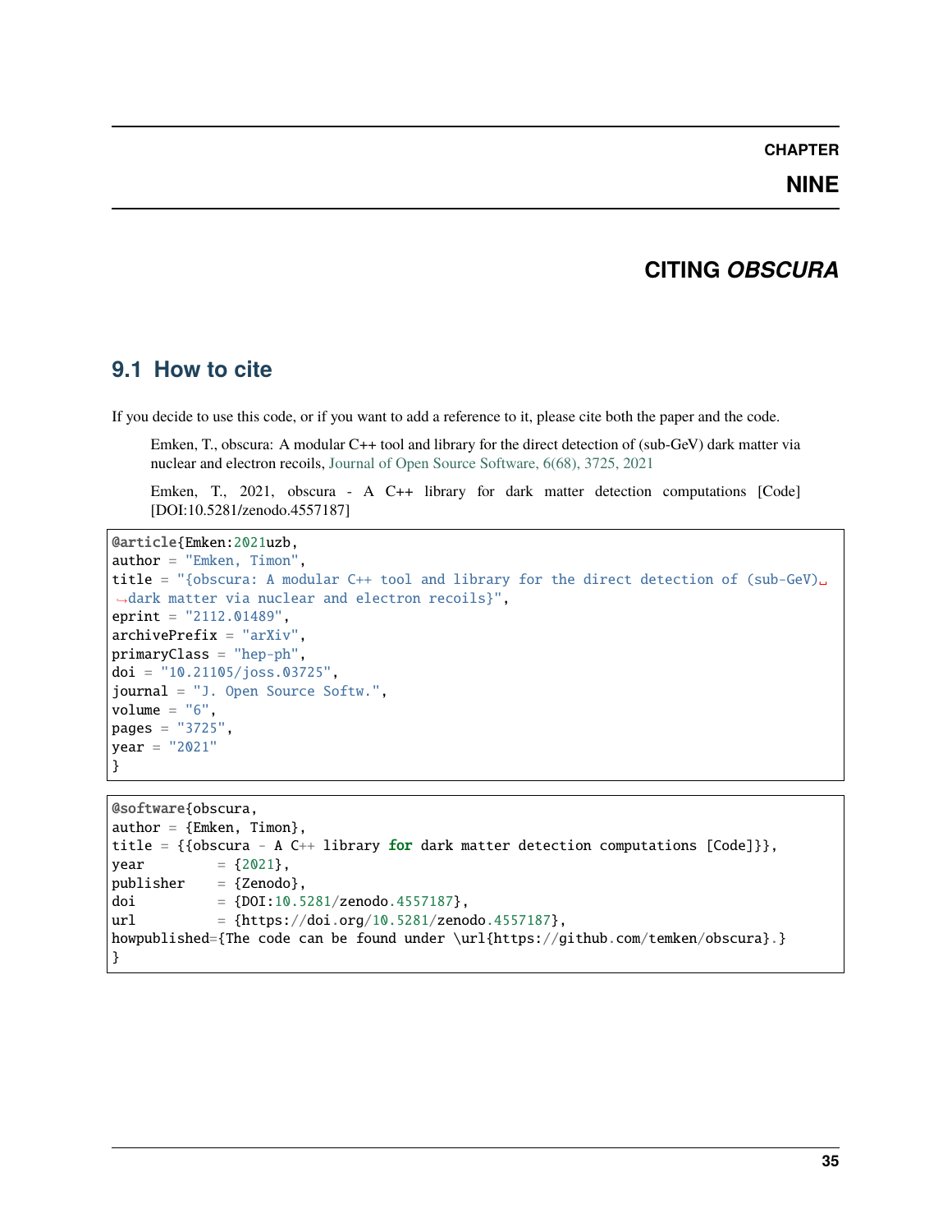# CHAPTER NINE

# CITING *OBSCURA*

## 9.1 How to cite

If you decide to use this code, or if you want to add a reference to it, please cite both the paper and the code.

> Emken, T., obscura: A modular C++ tool and library for the direct detection of (sub-GeV) dark matter via nuclear and electron recoils, Journal of Open Source Software, 6(68), 3725, 2021
>
> Emken, T., 2021, obscura - A C++ library for dark matter detection computations [Code] [DOI:10.5281/zenodo.4557187]

```
@article{Emken:2021uzb,
author = "Emken, Timon",
title = "{obscura: A modular C++ tool and library for the direct detection of (sub-GeV) dark matter via nuclear and electron recoils}",
eprint = "2112.01489",
archivePrefix = "arXiv",
primaryClass = "hep-ph",
doi = "10.21105/joss.03725",
journal = "J. Open Source Softw.",
volume = "6",
pages = "3725",
year = "2021"
}
```

```
@software{obscura,
author = {Emken, Timon},
title = {{obscura - A C++ library for dark matter detection computations [Code]}},
year         = {2021},
publisher    = {Zenodo},
doi          = {DOI:10.5281/zenodo.4557187},
url          = {https://doi.org/10.5281/zenodo.4557187},
howpublished={The code can be found under \url{https://github.com/temken/obscura}.}
}
```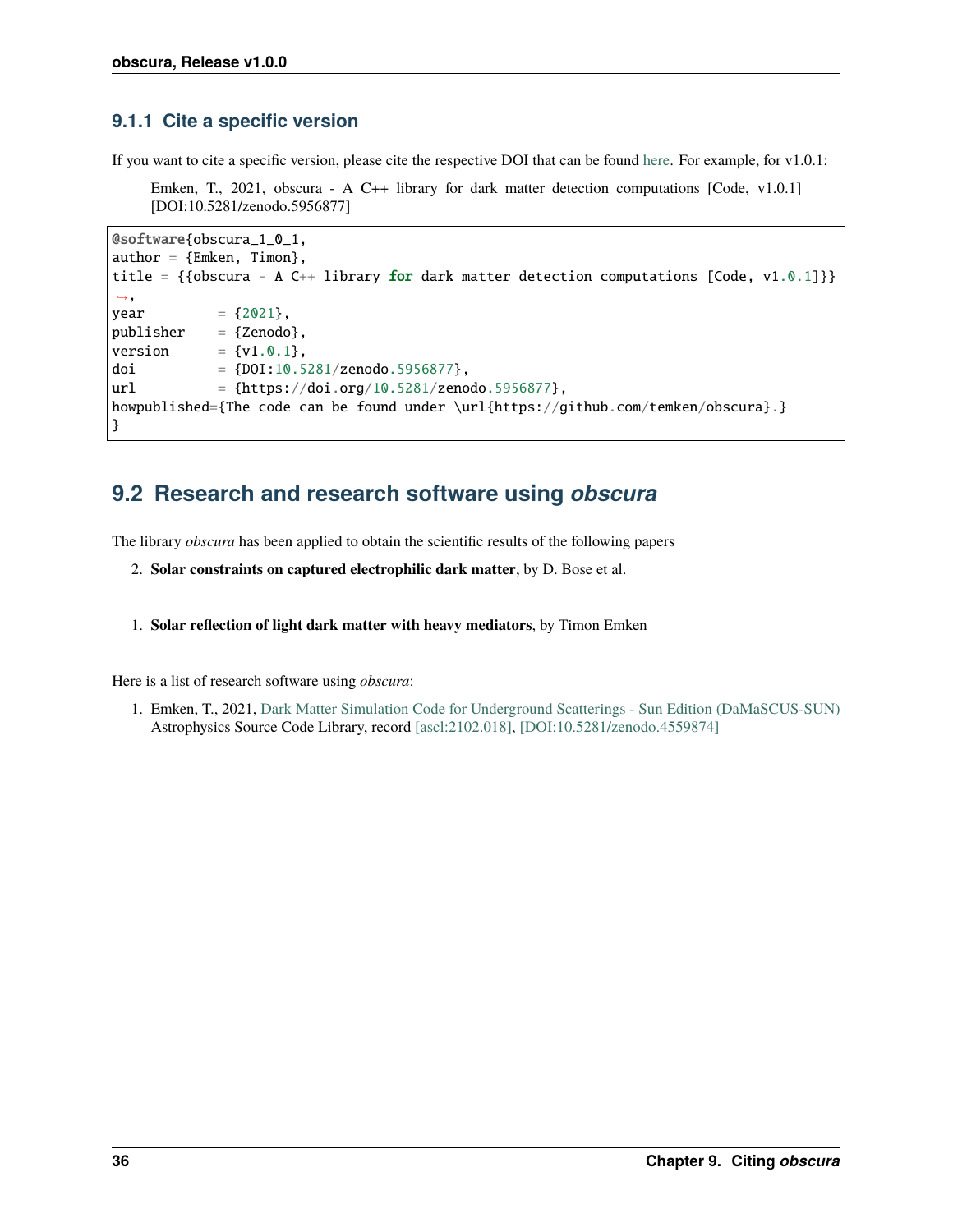### 9.1.1 Cite a specific version

If you want to cite a specific version, please cite the respective DOI that can be found here. For example, for v1.0.1:

> Emken, T., 2021, obscura - A C++ library for dark matter detection computations [Code, v1.0.1] [DOI:10.5281/zenodo.5956877]

```
@software{obscura_1_0_1,
author = {Emken, Timon},
title = {{obscura - A C++ library for dark matter detection computations [Code, v1.0.1]}}
↪,
year         = {2021},
publisher    = {Zenodo},
version      = {v1.0.1},
doi          = {DOI:10.5281/zenodo.5956877},
url          = {https://doi.org/10.5281/zenodo.5956877},
howpublished={The code can be found under \url{https://github.com/temken/obscura}.}
}
```

## 9.2 Research and research software using *obscura*

The library *obscura* has been applied to obtain the scientific results of the following papers

2. **Solar constraints on captured electrophilic dark matter**, by D. Bose et al.

1. **Solar reflection of light dark matter with heavy mediators**, by Timon Emken

Here is a list of research software using *obscura*:

1. Emken, T., 2021, Dark Matter Simulation Code for Underground Scatterings - Sun Edition (DaMaSCUS-SUN) Astrophysics Source Code Library, record [ascl:2102.018], [DOI:10.5281/zenodo.4559874]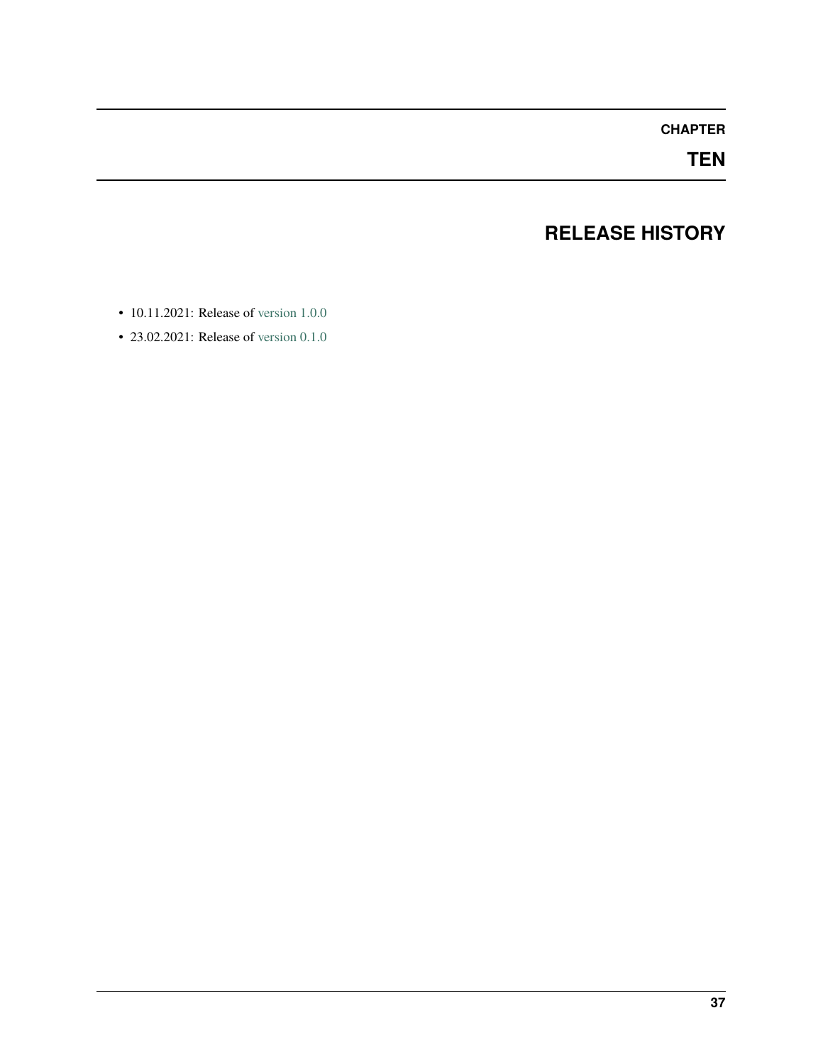# CHAPTER TEN

# RELEASE HISTORY

- 10.11.2021: Release of version 1.0.0
- 23.02.2021: Release of version 0.1.0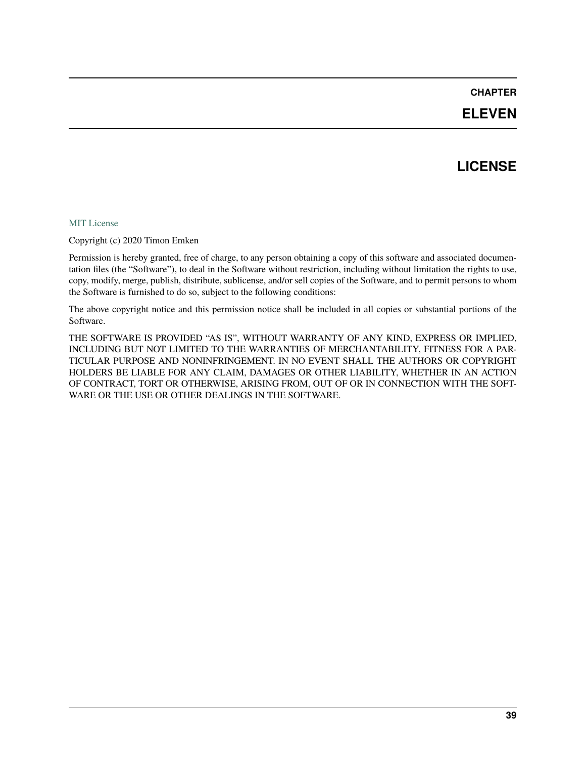# CHAPTER ELEVEN

# LICENSE

MIT License

Copyright (c) 2020 Timon Emken

Permission is hereby granted, free of charge, to any person obtaining a copy of this software and associated documentation files (the "Software"), to deal in the Software without restriction, including without limitation the rights to use, copy, modify, merge, publish, distribute, sublicense, and/or sell copies of the Software, and to permit persons to whom the Software is furnished to do so, subject to the following conditions:

The above copyright notice and this permission notice shall be included in all copies or substantial portions of the Software.

THE SOFTWARE IS PROVIDED "AS IS", WITHOUT WARRANTY OF ANY KIND, EXPRESS OR IMPLIED, INCLUDING BUT NOT LIMITED TO THE WARRANTIES OF MERCHANTABILITY, FITNESS FOR A PARTICULAR PURPOSE AND NONINFRINGEMENT. IN NO EVENT SHALL THE AUTHORS OR COPYRIGHT HOLDERS BE LIABLE FOR ANY CLAIM, DAMAGES OR OTHER LIABILITY, WHETHER IN AN ACTION OF CONTRACT, TORT OR OTHERWISE, ARISING FROM, OUT OF OR IN CONNECTION WITH THE SOFTWARE OR THE USE OR OTHER DEALINGS IN THE SOFTWARE.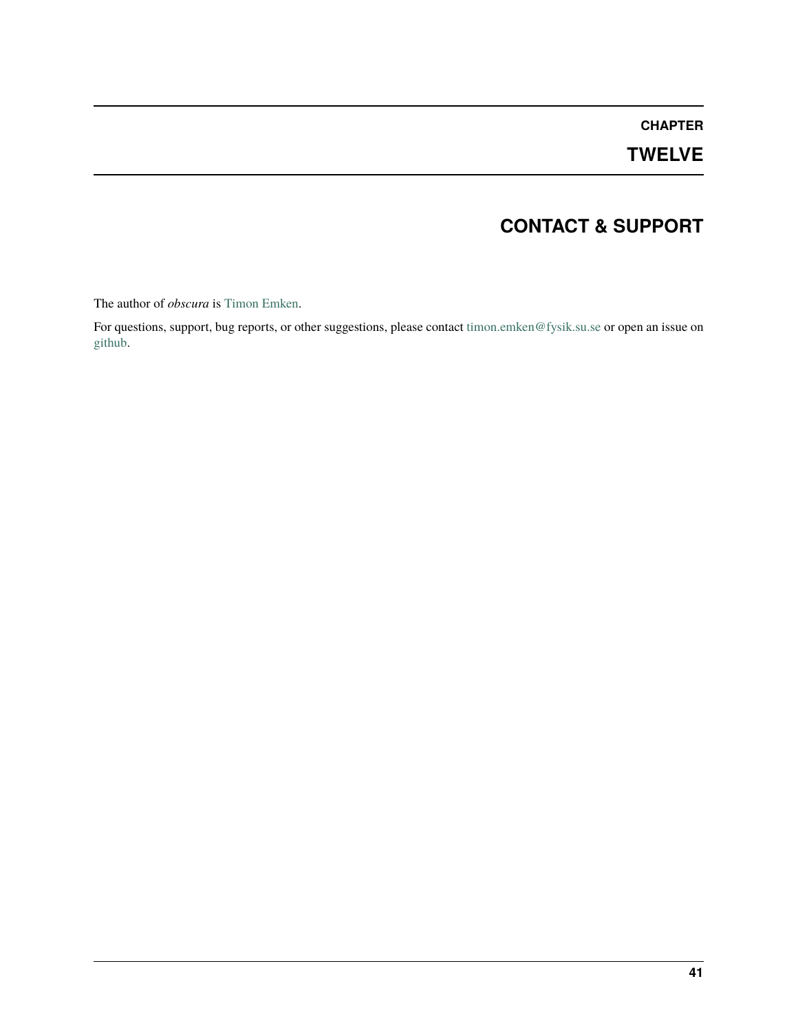# CHAPTER TWELVE

# CONTACT & SUPPORT

The author of *obscura* is Timon Emken.

For questions, support, bug reports, or other suggestions, please contact timon.emken@fysik.su.se or open an issue on github.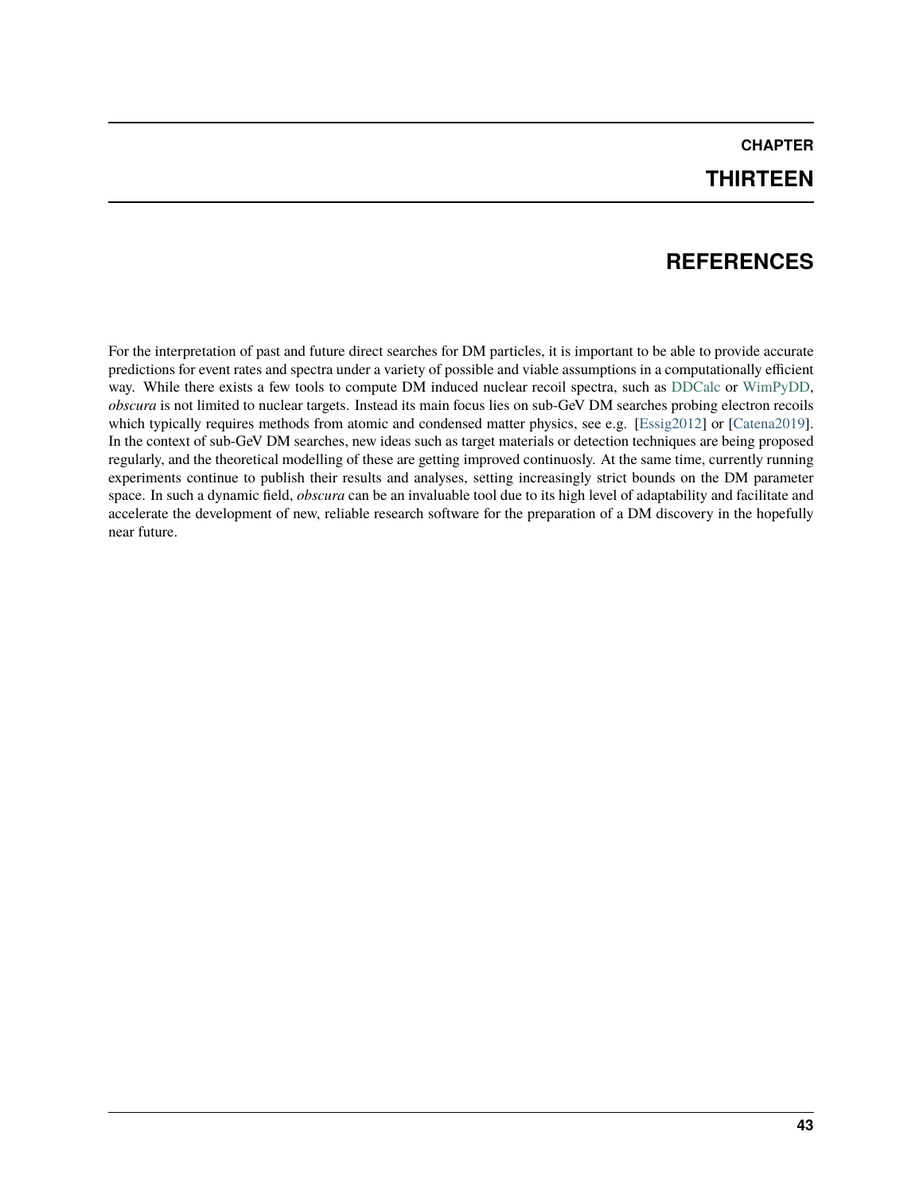# CHAPTER THIRTEEN

## REFERENCES

For the interpretation of past and future direct searches for DM particles, it is important to be able to provide accurate predictions for event rates and spectra under a variety of possible and viable assumptions in a computationally efficient way. While there exists a few tools to compute DM induced nuclear recoil spectra, such as DDCalc or WimPyDD, *obscura* is not limited to nuclear targets. Instead its main focus lies on sub-GeV DM searches probing electron recoils which typically requires methods from atomic and condensed matter physics, see e.g. [Essig2012] or [Catena2019]. In the context of sub-GeV DM searches, new ideas such as target materials or detection techniques are being proposed regularly, and the theoretical modelling of these are getting improved continuosly. At the same time, currently running experiments continue to publish their results and analyses, setting increasingly strict bounds on the DM parameter space. In such a dynamic field, *obscura* can be an invaluable tool due to its high level of adaptability and facilitate and accelerate the development of new, reliable research software for the preparation of a DM discovery in the hopefully near future.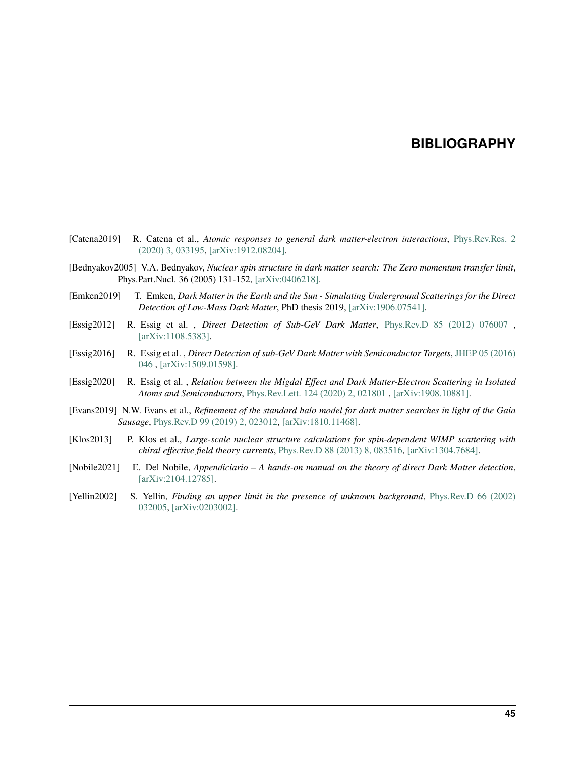# BIBLIOGRAPHY

[Catena2019] R. Catena et al., *Atomic responses to general dark matter-electron interactions*, Phys.Rev.Res. 2 (2020) 3, 033195, [arXiv:1912.08204].

[Bednyakov2005] V.A. Bednyakov, *Nuclear spin structure in dark matter search: The Zero momentum transfer limit*, Phys.Part.Nucl. 36 (2005) 131-152, [arXiv:0406218].

[Emken2019] T. Emken, *Dark Matter in the Earth and the Sun - Simulating Underground Scatterings for the Direct Detection of Low-Mass Dark Matter*, PhD thesis 2019, [arXiv:1906.07541].

[Essig2012] R. Essig et al. , *Direct Detection of Sub-GeV Dark Matter*, Phys.Rev.D 85 (2012) 076007 , [arXiv:1108.5383].

[Essig2016] R. Essig et al. , *Direct Detection of sub-GeV Dark Matter with Semiconductor Targets*, JHEP 05 (2016) 046 , [arXiv:1509.01598].

[Essig2020] R. Essig et al. , *Relation between the Migdal Effect and Dark Matter-Electron Scattering in Isolated Atoms and Semiconductors*, Phys.Rev.Lett. 124 (2020) 2, 021801 , [arXiv:1908.10881].

[Evans2019] N.W. Evans et al., *Refinement of the standard halo model for dark matter searches in light of the Gaia Sausage*, Phys.Rev.D 99 (2019) 2, 023012, [arXiv:1810.11468].

[Klos2013] P. Klos et al., *Large-scale nuclear structure calculations for spin-dependent WIMP scattering with chiral effective field theory currents*, Phys.Rev.D 88 (2013) 8, 083516, [arXiv:1304.7684].

[Nobile2021] E. Del Nobile, *Appendiciario – A hands-on manual on the theory of direct Dark Matter detection*, [arXiv:2104.12785].

[Yellin2002] S. Yellin, *Finding an upper limit in the presence of unknown background*, Phys.Rev.D 66 (2002) 032005, [arXiv:0203002].